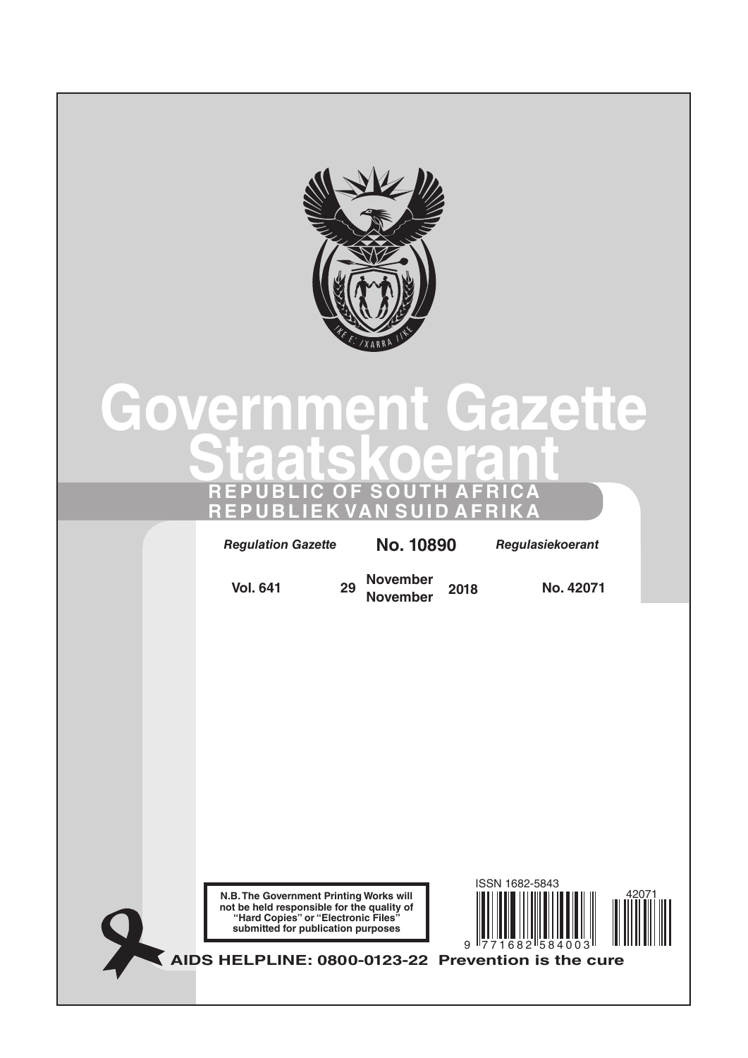# Government Gazette

# Staatskoerant

## REPUBLIC OF SOUTH AFRICA
## REPUBLIEK VAN SUID AFRIKA

*Regulation Gazette* **No. 10890** *Regulasiekoerant*

**Vol. 641** **29** **November** **November** **2018** **No. 42071**

**N.B. The Government Printing Works will not be held responsible for the quality of "Hard Copies" or "Electronic Files" submitted for publication purposes**

ISSN 1682-5843

9 771682 584003

42071

**AIDS HELPLINE: 0800-0123-22 Prevention is the cure**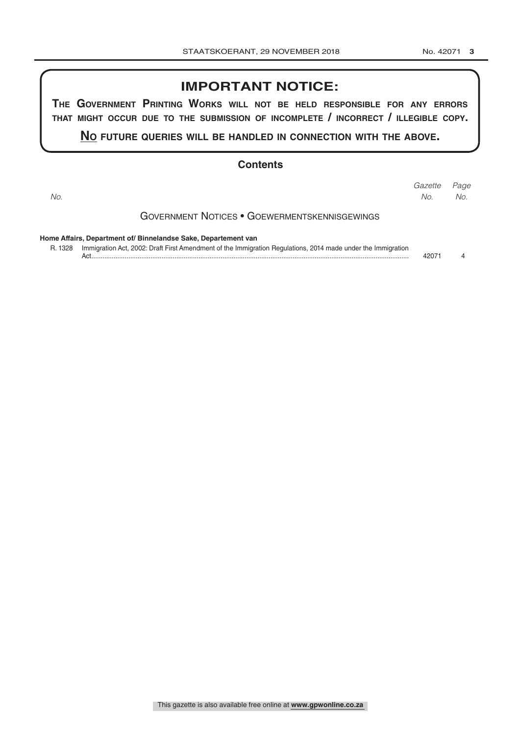## IMPORTANT NOTICE:

**THE GOVERNMENT PRINTING WORKS WILL NOT BE HELD RESPONSIBLE FOR ANY ERRORS THAT MIGHT OCCUR DUE TO THE SUBMISSION OF INCOMPLETE / INCORRECT / ILLEGIBLE COPY.**

**NO FUTURE QUERIES WILL BE HANDLED IN CONNECTION WITH THE ABOVE.**

## Contents

| *No.* | | *Gazette No.* | *Page No.* |
|---|---|---|---|
| | GOVERNMENT NOTICES • GOEWERMENTSKENNISGEWINGS | | |
| | **Home Affairs, Department of/ Binnelandse Sake, Departement van** | | |
| R. 1328 | Immigration Act, 2002: Draft First Amendment of the Immigration Regulations, 2014 made under the Immigration Act | 42071 | 4 |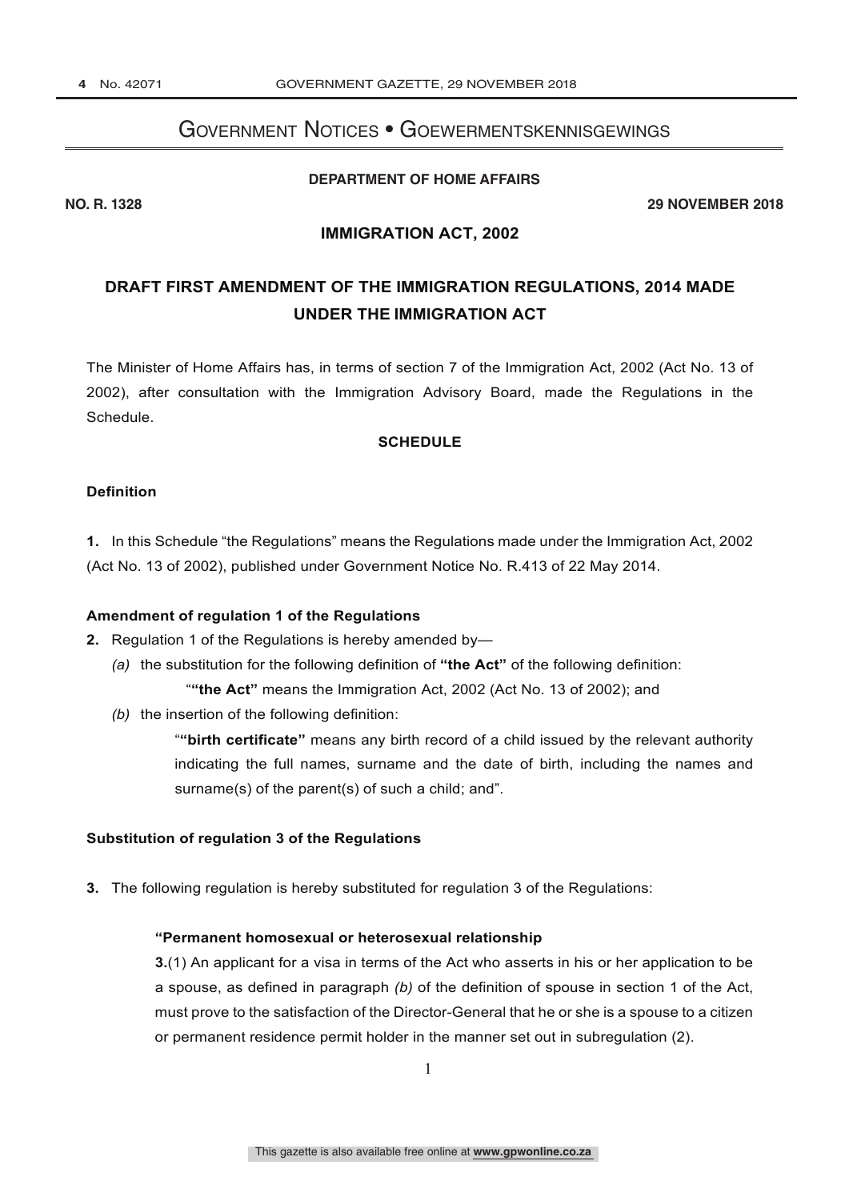# Government Notices • Goewermentskennisgewings

**DEPARTMENT OF HOME AFFAIRS**

**NO. R. 1328** **29 NOVEMBER 2018**

**IMMIGRATION ACT, 2002**

## DRAFT FIRST AMENDMENT OF THE IMMIGRATION REGULATIONS, 2014 MADE UNDER THE IMMIGRATION ACT

The Minister of Home Affairs has, in terms of section 7 of the Immigration Act, 2002 (Act No. 13 of 2002), after consultation with the Immigration Advisory Board, made the Regulations in the Schedule.

**SCHEDULE**

**Definition**

**1.** In this Schedule "the Regulations" means the Regulations made under the Immigration Act, 2002 (Act No. 13 of 2002), published under Government Notice No. R.413 of 22 May 2014.

**Amendment of regulation 1 of the Regulations**

**2.** Regulation 1 of the Regulations is hereby amended by—

*(a)* the substitution for the following definition of **"the Act"** of the following definition:

"**"the Act"** means the Immigration Act, 2002 (Act No. 13 of 2002); and

*(b)* the insertion of the following definition:

"**"birth certificate"** means any birth record of a child issued by the relevant authority indicating the full names, surname and the date of birth, including the names and surname(s) of the parent(s) of such a child; and".

**Substitution of regulation 3 of the Regulations**

**3.** The following regulation is hereby substituted for regulation 3 of the Regulations:

**"Permanent homosexual or heterosexual relationship**

**3.**(1) An applicant for a visa in terms of the Act who asserts in his or her application to be a spouse, as defined in paragraph *(b)* of the definition of spouse in section 1 of the Act, must prove to the satisfaction of the Director-General that he or she is a spouse to a citizen or permanent residence permit holder in the manner set out in subregulation (2).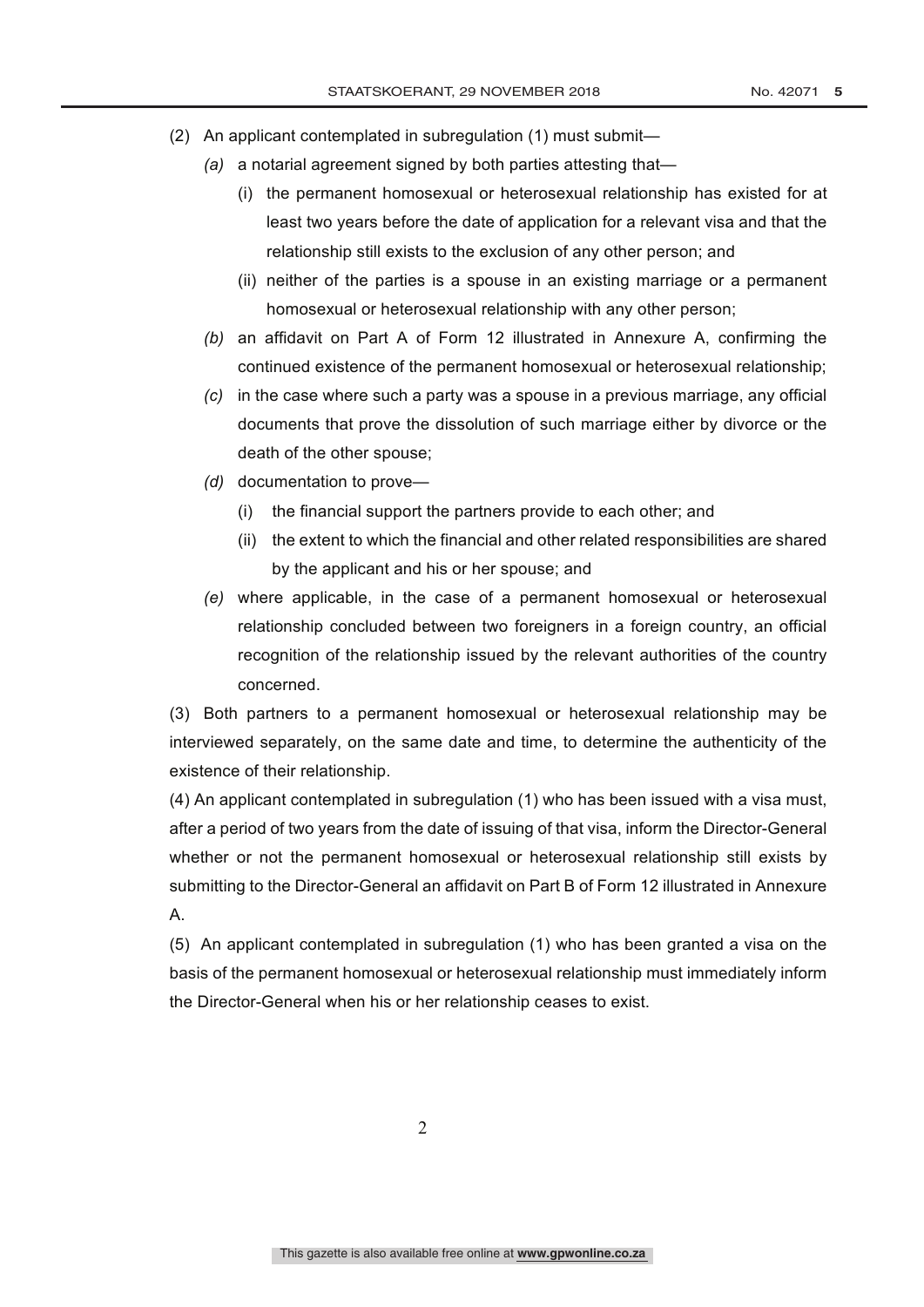(2) An applicant contemplated in subregulation (1) must submit—

*(a)* a notarial agreement signed by both parties attesting that—

(i) the permanent homosexual or heterosexual relationship has existed for at least two years before the date of application for a relevant visa and that the relationship still exists to the exclusion of any other person; and

(ii) neither of the parties is a spouse in an existing marriage or a permanent homosexual or heterosexual relationship with any other person;

*(b)* an affidavit on Part A of Form 12 illustrated in Annexure A, confirming the continued existence of the permanent homosexual or heterosexual relationship;

*(c)* in the case where such a party was a spouse in a previous marriage, any official documents that prove the dissolution of such marriage either by divorce or the death of the other spouse;

*(d)* documentation to prove—

(i) the financial support the partners provide to each other; and

(ii) the extent to which the financial and other related responsibilities are shared by the applicant and his or her spouse; and

*(e)* where applicable, in the case of a permanent homosexual or heterosexual relationship concluded between two foreigners in a foreign country, an official recognition of the relationship issued by the relevant authorities of the country concerned.

(3) Both partners to a permanent homosexual or heterosexual relationship may be interviewed separately, on the same date and time, to determine the authenticity of the existence of their relationship.

(4) An applicant contemplated in subregulation (1) who has been issued with a visa must, after a period of two years from the date of issuing of that visa, inform the Director-General whether or not the permanent homosexual or heterosexual relationship still exists by submitting to the Director-General an affidavit on Part B of Form 12 illustrated in Annexure A.

(5) An applicant contemplated in subregulation (1) who has been granted a visa on the basis of the permanent homosexual or heterosexual relationship must immediately inform the Director-General when his or her relationship ceases to exist.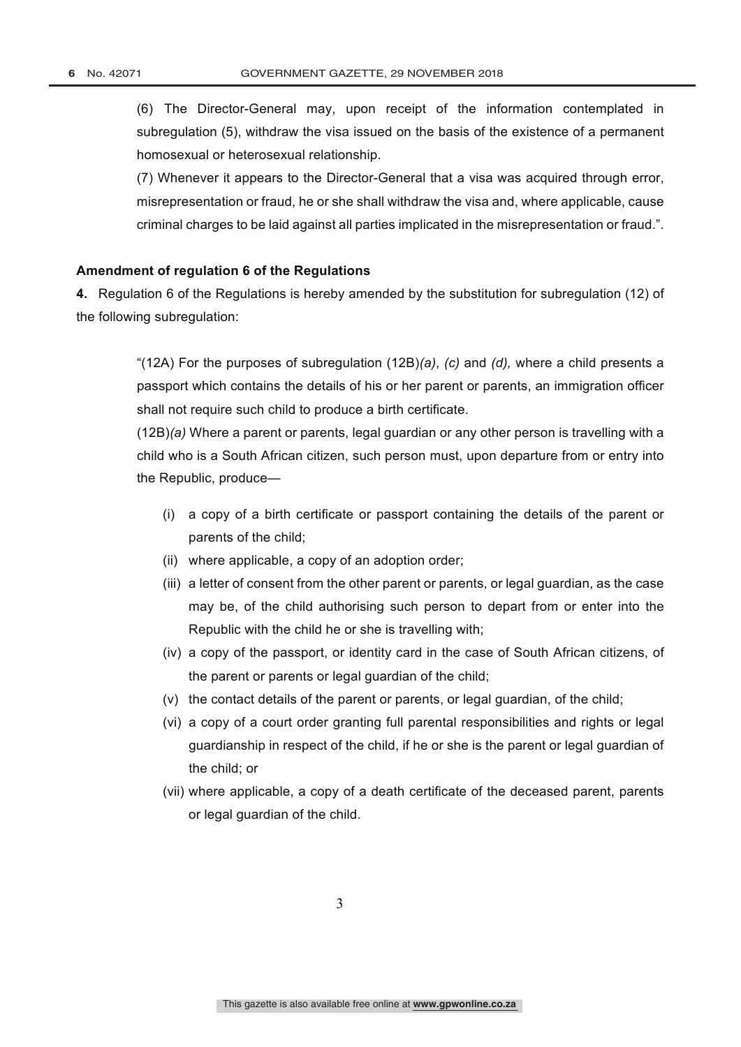(6) The Director-General may, upon receipt of the information contemplated in subregulation (5), withdraw the visa issued on the basis of the existence of a permanent homosexual or heterosexual relationship.

(7) Whenever it appears to the Director-General that a visa was acquired through error, misrepresentation or fraud, he or she shall withdraw the visa and, where applicable, cause criminal charges to be laid against all parties implicated in the misrepresentation or fraud.".

**Amendment of regulation 6 of the Regulations**

**4.** Regulation 6 of the Regulations is hereby amended by the substitution for subregulation (12) of the following subregulation:

"(12A) For the purposes of subregulation (12B)*(a)*, *(c)* and *(d),* where a child presents a passport which contains the details of his or her parent or parents, an immigration officer shall not require such child to produce a birth certificate.

(12B)*(a)* Where a parent or parents, legal guardian or any other person is travelling with a child who is a South African citizen, such person must, upon departure from or entry into the Republic, produce—

- (i) a copy of a birth certificate or passport containing the details of the parent or parents of the child;
- (ii) where applicable, a copy of an adoption order;
- (iii) a letter of consent from the other parent or parents, or legal guardian, as the case may be, of the child authorising such person to depart from or enter into the Republic with the child he or she is travelling with;
- (iv) a copy of the passport, or identity card in the case of South African citizens, of the parent or parents or legal guardian of the child;
- (v) the contact details of the parent or parents, or legal guardian, of the child;
- (vi) a copy of a court order granting full parental responsibilities and rights or legal guardianship in respect of the child, if he or she is the parent or legal guardian of the child; or
- (vii) where applicable, a copy of a death certificate of the deceased parent, parents or legal guardian of the child.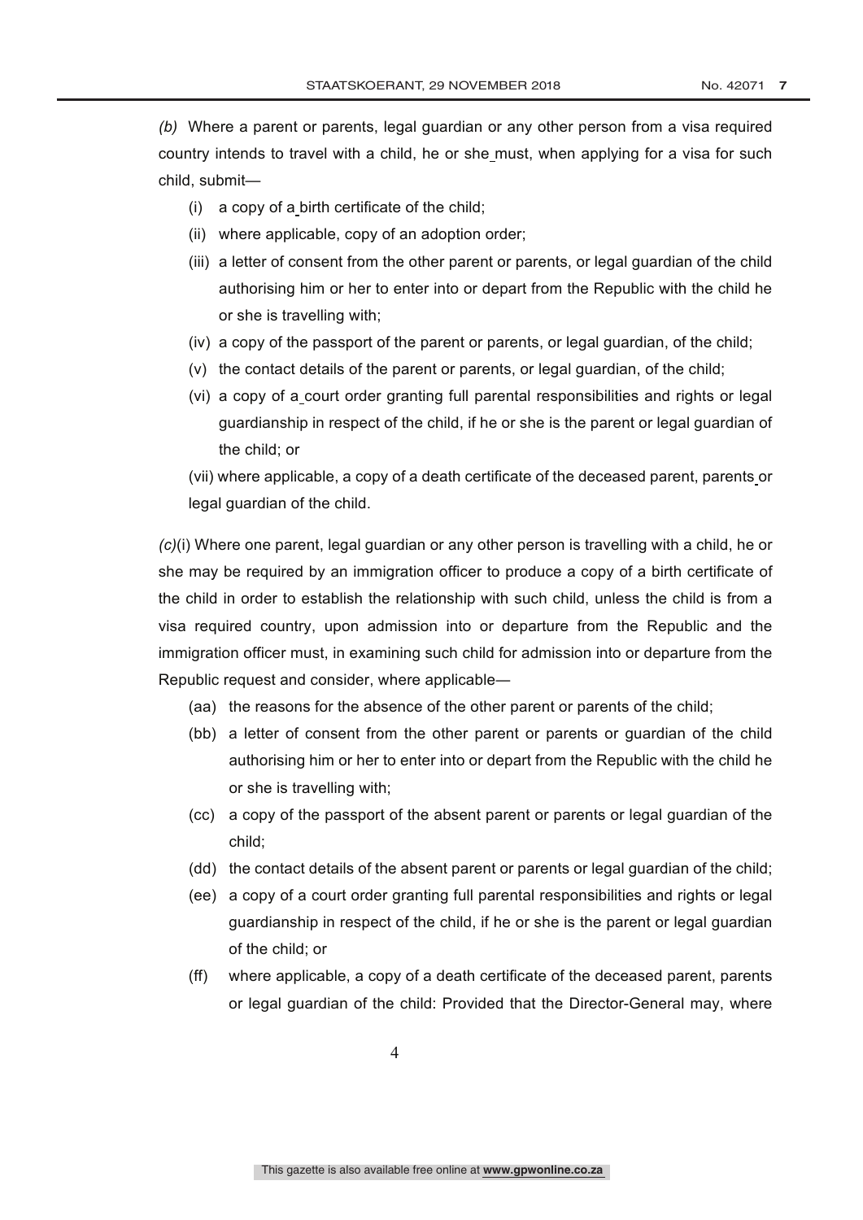*(b)* Where a parent or parents, legal guardian or any other person from a visa required country intends to travel with a child, he or she must, when applying for a visa for such child, submit—

(i) a copy of a birth certificate of the child;

(ii) where applicable, copy of an adoption order;

(iii) a letter of consent from the other parent or parents, or legal guardian of the child authorising him or her to enter into or depart from the Republic with the child he or she is travelling with;

(iv) a copy of the passport of the parent or parents, or legal guardian, of the child;

(v) the contact details of the parent or parents, or legal guardian, of the child;

(vi) a copy of a court order granting full parental responsibilities and rights or legal guardianship in respect of the child, if he or she is the parent or legal guardian of the child; or

(vii) where applicable, a copy of a death certificate of the deceased parent, parents or legal guardian of the child.

*(c)*(i) Where one parent, legal guardian or any other person is travelling with a child, he or she may be required by an immigration officer to produce a copy of a birth certificate of the child in order to establish the relationship with such child, unless the child is from a visa required country, upon admission into or departure from the Republic and the immigration officer must, in examining such child for admission into or departure from the Republic request and consider, where applicable—

(aa) the reasons for the absence of the other parent or parents of the child;

(bb) a letter of consent from the other parent or parents or guardian of the child authorising him or her to enter into or depart from the Republic with the child he or she is travelling with;

(cc) a copy of the passport of the absent parent or parents or legal guardian of the child;

(dd) the contact details of the absent parent or parents or legal guardian of the child;

(ee) a copy of a court order granting full parental responsibilities and rights or legal guardianship in respect of the child, if he or she is the parent or legal guardian of the child; or

(ff) where applicable, a copy of a death certificate of the deceased parent, parents or legal guardian of the child: Provided that the Director-General may, where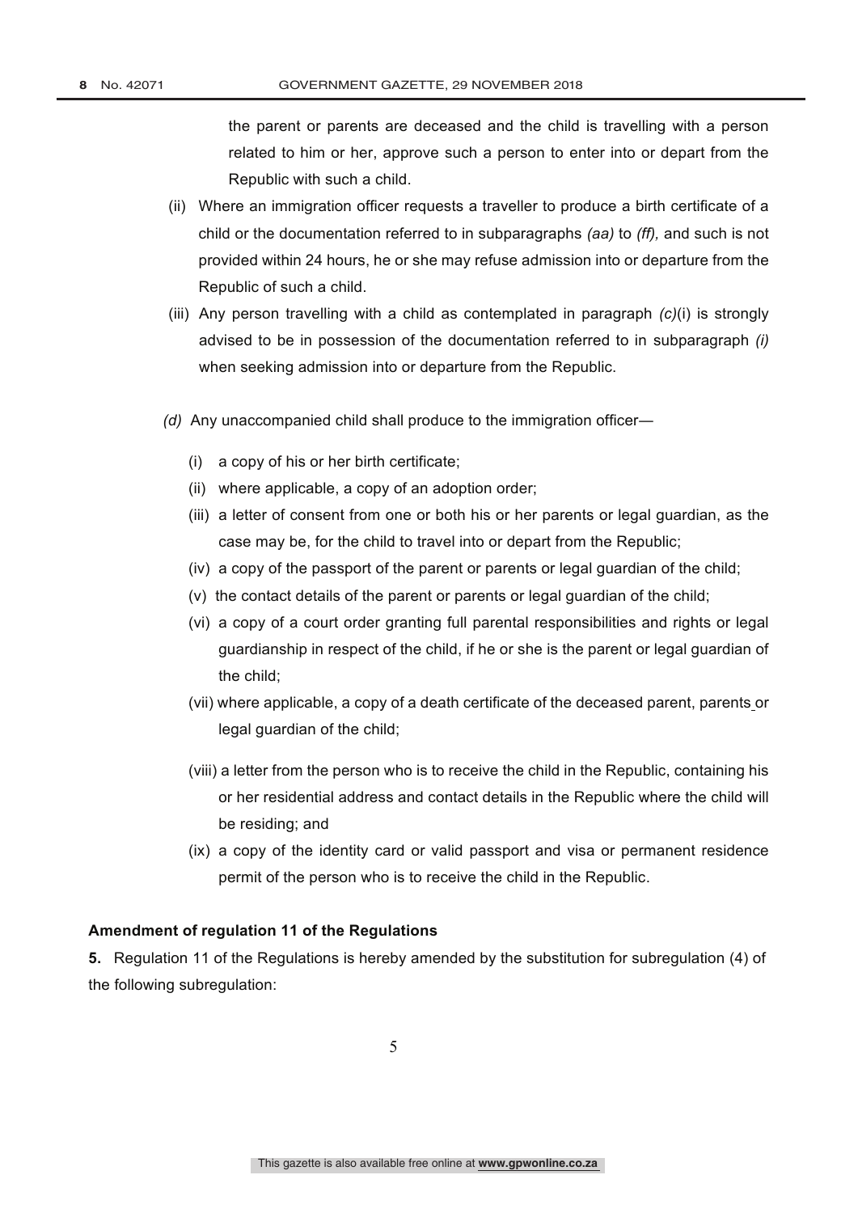the parent or parents are deceased and the child is travelling with a person related to him or her, approve such a person to enter into or depart from the Republic with such a child.

(ii) Where an immigration officer requests a traveller to produce a birth certificate of a child or the documentation referred to in subparagraphs *(aa)* to *(ff),* and such is not provided within 24 hours, he or she may refuse admission into or departure from the Republic of such a child.

(iii) Any person travelling with a child as contemplated in paragraph *(c)*(i) is strongly advised to be in possession of the documentation referred to in subparagraph *(i)* when seeking admission into or departure from the Republic.

*(d)* Any unaccompanied child shall produce to the immigration officer—

(i) a copy of his or her birth certificate;

(ii) where applicable, a copy of an adoption order;

(iii) a letter of consent from one or both his or her parents or legal guardian, as the case may be, for the child to travel into or depart from the Republic;

(iv) a copy of the passport of the parent or parents or legal guardian of the child;

(v) the contact details of the parent or parents or legal guardian of the child;

(vi) a copy of a court order granting full parental responsibilities and rights or legal guardianship in respect of the child, if he or she is the parent or legal guardian of the child;

(vii) where applicable, a copy of a death certificate of the deceased parent, parents or legal guardian of the child;

(viii) a letter from the person who is to receive the child in the Republic, containing his or her residential address and contact details in the Republic where the child will be residing; and

(ix) a copy of the identity card or valid passport and visa or permanent residence permit of the person who is to receive the child in the Republic.

**Amendment of regulation 11 of the Regulations**

**5.** Regulation 11 of the Regulations is hereby amended by the substitution for subregulation (4) of the following subregulation: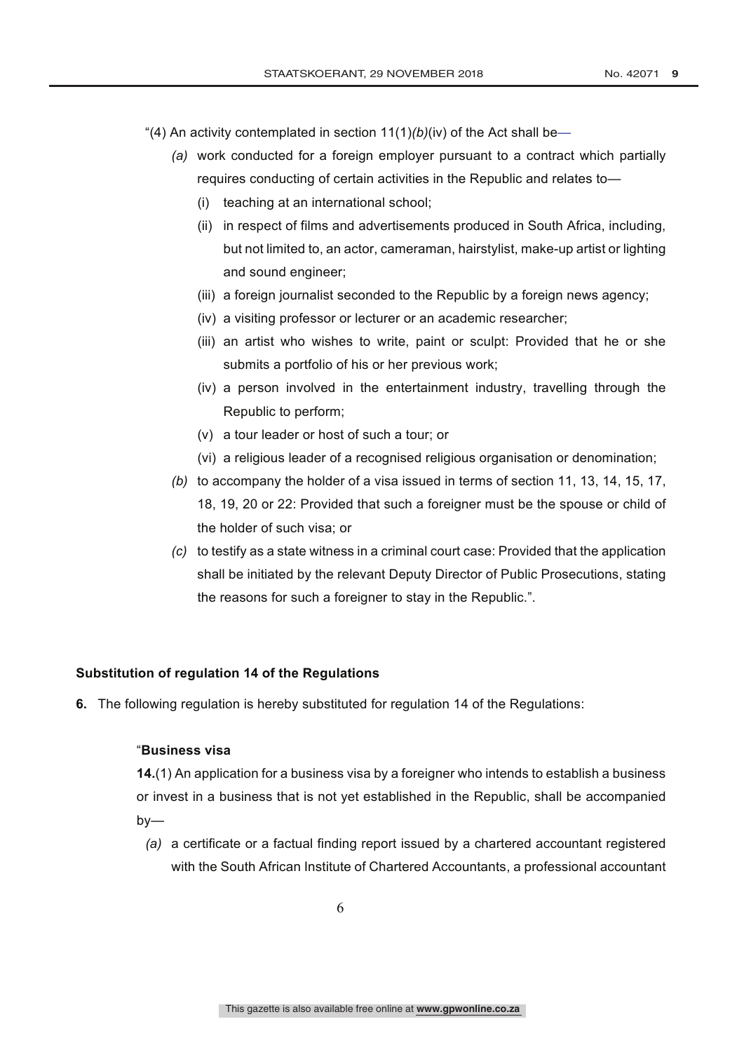"(4) An activity contemplated in section 11(1)*(b)*(iv) of the Act shall be—

*(a)* work conducted for a foreign employer pursuant to a contract which partially requires conducting of certain activities in the Republic and relates to—

(i) teaching at an international school;

(ii) in respect of films and advertisements produced in South Africa, including, but not limited to, an actor, cameraman, hairstylist, make-up artist or lighting and sound engineer;

(iii) a foreign journalist seconded to the Republic by a foreign news agency;

(iv) a visiting professor or lecturer or an academic researcher;

(iii) an artist who wishes to write, paint or sculpt: Provided that he or she submits a portfolio of his or her previous work;

(iv) a person involved in the entertainment industry, travelling through the Republic to perform;

(v) a tour leader or host of such a tour; or

(vi) a religious leader of a recognised religious organisation or denomination;

*(b)* to accompany the holder of a visa issued in terms of section 11, 13, 14, 15, 17, 18, 19, 20 or 22: Provided that such a foreigner must be the spouse or child of the holder of such visa; or

*(c)* to testify as a state witness in a criminal court case: Provided that the application shall be initiated by the relevant Deputy Director of Public Prosecutions, stating the reasons for such a foreigner to stay in the Republic.".

**Substitution of regulation 14 of the Regulations**

**6.** The following regulation is hereby substituted for regulation 14 of the Regulations:

"**Business visa**

**14.**(1) An application for a business visa by a foreigner who intends to establish a business or invest in a business that is not yet established in the Republic, shall be accompanied by—

*(a)* a certificate or a factual finding report issued by a chartered accountant registered with the South African Institute of Chartered Accountants, a professional accountant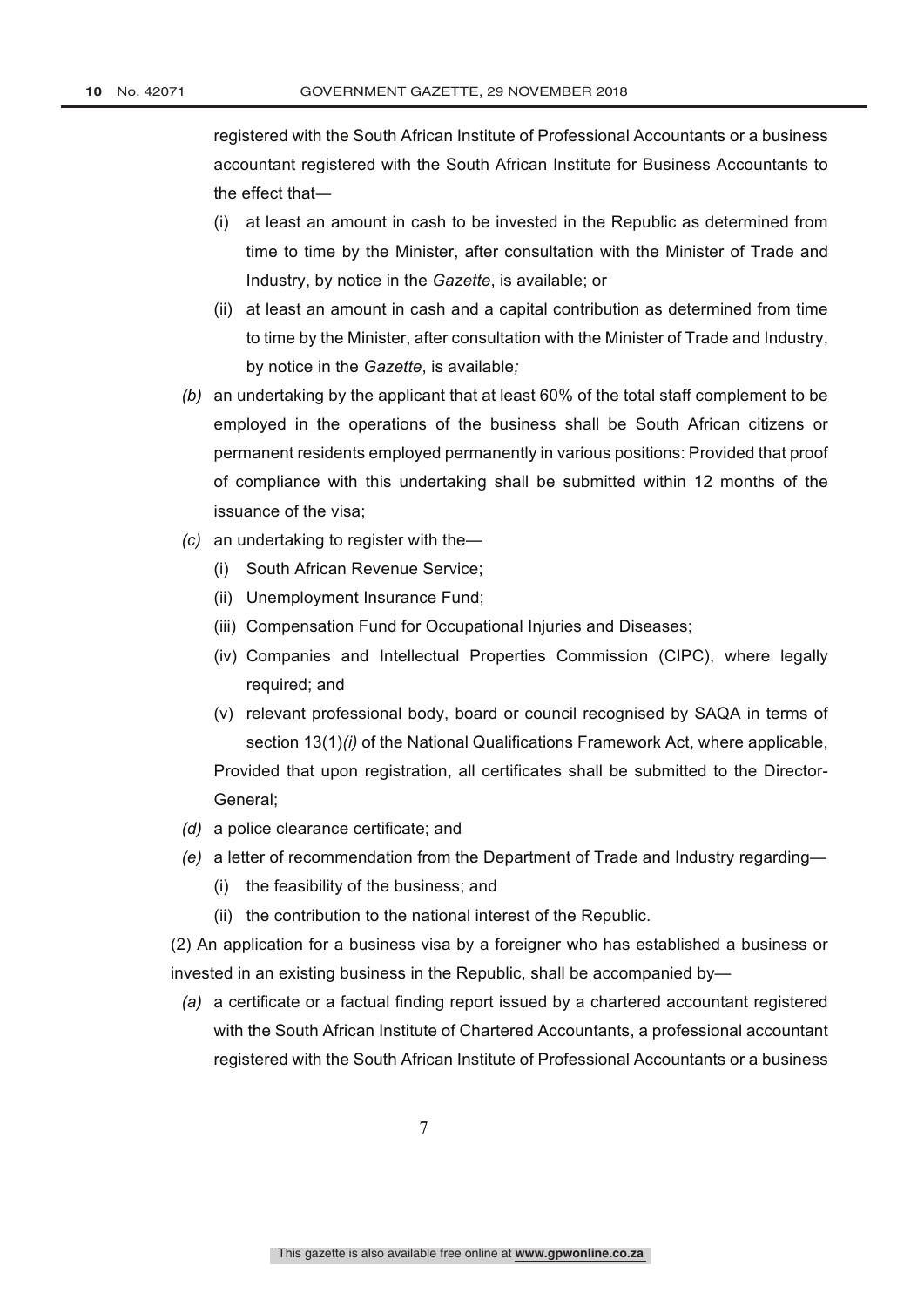registered with the South African Institute of Professional Accountants or a business accountant registered with the South African Institute for Business Accountants to the effect that—

(i) at least an amount in cash to be invested in the Republic as determined from time to time by the Minister, after consultation with the Minister of Trade and Industry, by notice in the *Gazette*, is available; or

(ii) at least an amount in cash and a capital contribution as determined from time to time by the Minister, after consultation with the Minister of Trade and Industry, by notice in the *Gazette*, is available*;*

*(b)* an undertaking by the applicant that at least 60% of the total staff complement to be employed in the operations of the business shall be South African citizens or permanent residents employed permanently in various positions: Provided that proof of compliance with this undertaking shall be submitted within 12 months of the issuance of the visa;

*(c)* an undertaking to register with the—

(i) South African Revenue Service;

(ii) Unemployment Insurance Fund;

(iii) Compensation Fund for Occupational Injuries and Diseases;

(iv) Companies and Intellectual Properties Commission (CIPC), where legally required; and

(v) relevant professional body, board or council recognised by SAQA in terms of section 13(1)*(i)* of the National Qualifications Framework Act, where applicable,

Provided that upon registration, all certificates shall be submitted to the Director-General;

*(d)* a police clearance certificate; and

*(e)* a letter of recommendation from the Department of Trade and Industry regarding—

(i) the feasibility of the business; and

(ii) the contribution to the national interest of the Republic.

(2) An application for a business visa by a foreigner who has established a business or invested in an existing business in the Republic, shall be accompanied by—

*(a)* a certificate or a factual finding report issued by a chartered accountant registered with the South African Institute of Chartered Accountants, a professional accountant registered with the South African Institute of Professional Accountants or a business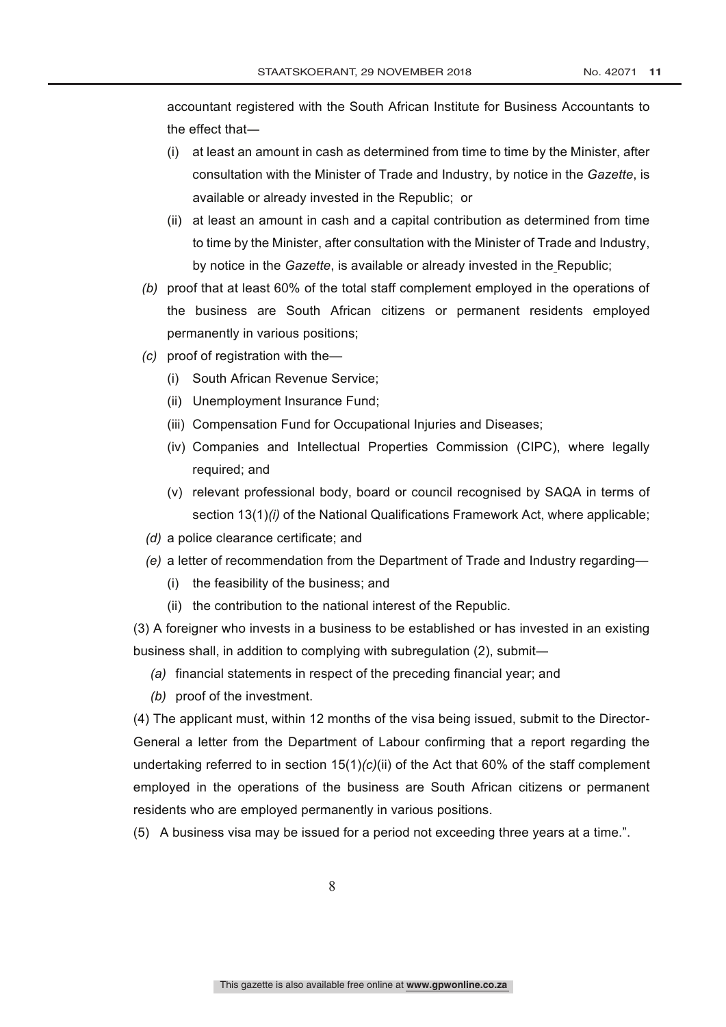accountant registered with the South African Institute for Business Accountants to the effect that—

- (i) at least an amount in cash as determined from time to time by the Minister, after consultation with the Minister of Trade and Industry, by notice in the *Gazette*, is available or already invested in the Republic; or
- (ii) at least an amount in cash and a capital contribution as determined from time to time by the Minister, after consultation with the Minister of Trade and Industry, by notice in the *Gazette*, is available or already invested in the Republic;

*(b)* proof that at least 60% of the total staff complement employed in the operations of the business are South African citizens or permanent residents employed permanently in various positions;

*(c)* proof of registration with the—

- (i) South African Revenue Service;
- (ii) Unemployment Insurance Fund;
- (iii) Compensation Fund for Occupational Injuries and Diseases;
- (iv) Companies and Intellectual Properties Commission (CIPC), where legally required; and
- (v) relevant professional body, board or council recognised by SAQA in terms of section 13(1)*(i)* of the National Qualifications Framework Act, where applicable;

*(d)* a police clearance certificate; and

*(e)* a letter of recommendation from the Department of Trade and Industry regarding—

- (i) the feasibility of the business; and
- (ii) the contribution to the national interest of the Republic.

(3) A foreigner who invests in a business to be established or has invested in an existing business shall, in addition to complying with subregulation (2), submit—

*(a)* financial statements in respect of the preceding financial year; and

*(b)* proof of the investment.

(4) The applicant must, within 12 months of the visa being issued, submit to the Director-General a letter from the Department of Labour confirming that a report regarding the undertaking referred to in section 15(1)*(c)*(ii) of the Act that 60% of the staff complement employed in the operations of the business are South African citizens or permanent residents who are employed permanently in various positions.

(5) A business visa may be issued for a period not exceeding three years at a time.".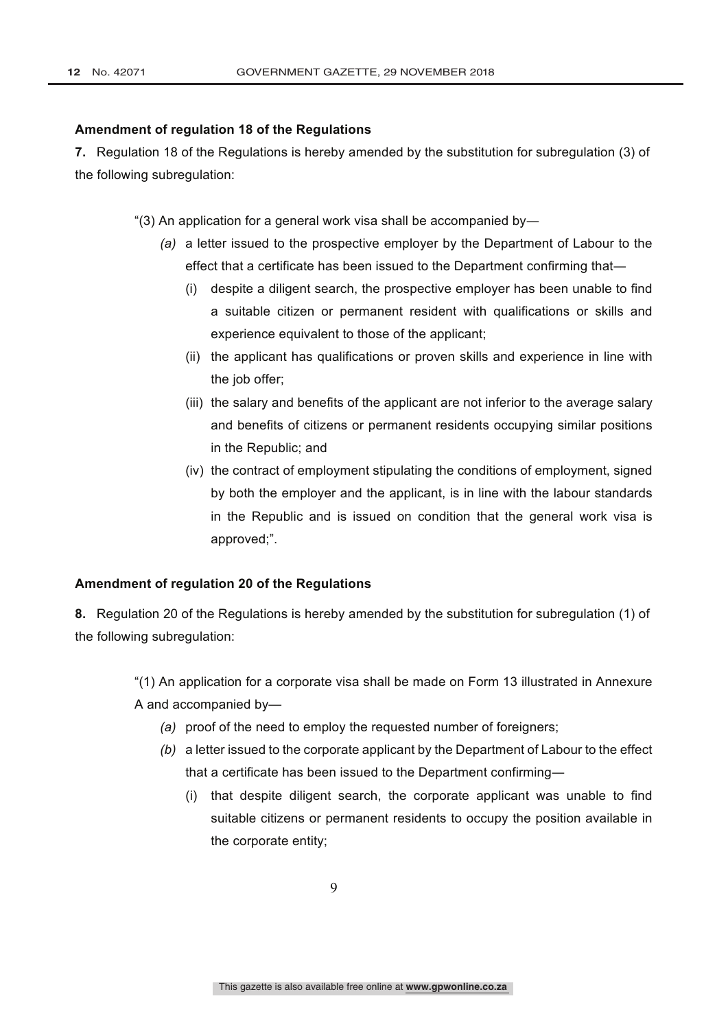**Amendment of regulation 18 of the Regulations**

**7.** Regulation 18 of the Regulations is hereby amended by the substitution for subregulation (3) of the following subregulation:

"(3) An application for a general work visa shall be accompanied by—

*(a)* a letter issued to the prospective employer by the Department of Labour to the effect that a certificate has been issued to the Department confirming that—

(i) despite a diligent search, the prospective employer has been unable to find a suitable citizen or permanent resident with qualifications or skills and experience equivalent to those of the applicant;

(ii) the applicant has qualifications or proven skills and experience in line with the job offer;

(iii) the salary and benefits of the applicant are not inferior to the average salary and benefits of citizens or permanent residents occupying similar positions in the Republic; and

(iv) the contract of employment stipulating the conditions of employment, signed by both the employer and the applicant, is in line with the labour standards in the Republic and is issued on condition that the general work visa is approved;".

**Amendment of regulation 20 of the Regulations**

**8.** Regulation 20 of the Regulations is hereby amended by the substitution for subregulation (1) of the following subregulation:

"(1) An application for a corporate visa shall be made on Form 13 illustrated in Annexure A and accompanied by—

*(a)* proof of the need to employ the requested number of foreigners;

*(b)* a letter issued to the corporate applicant by the Department of Labour to the effect that a certificate has been issued to the Department confirming—

(i) that despite diligent search, the corporate applicant was unable to find suitable citizens or permanent residents to occupy the position available in the corporate entity;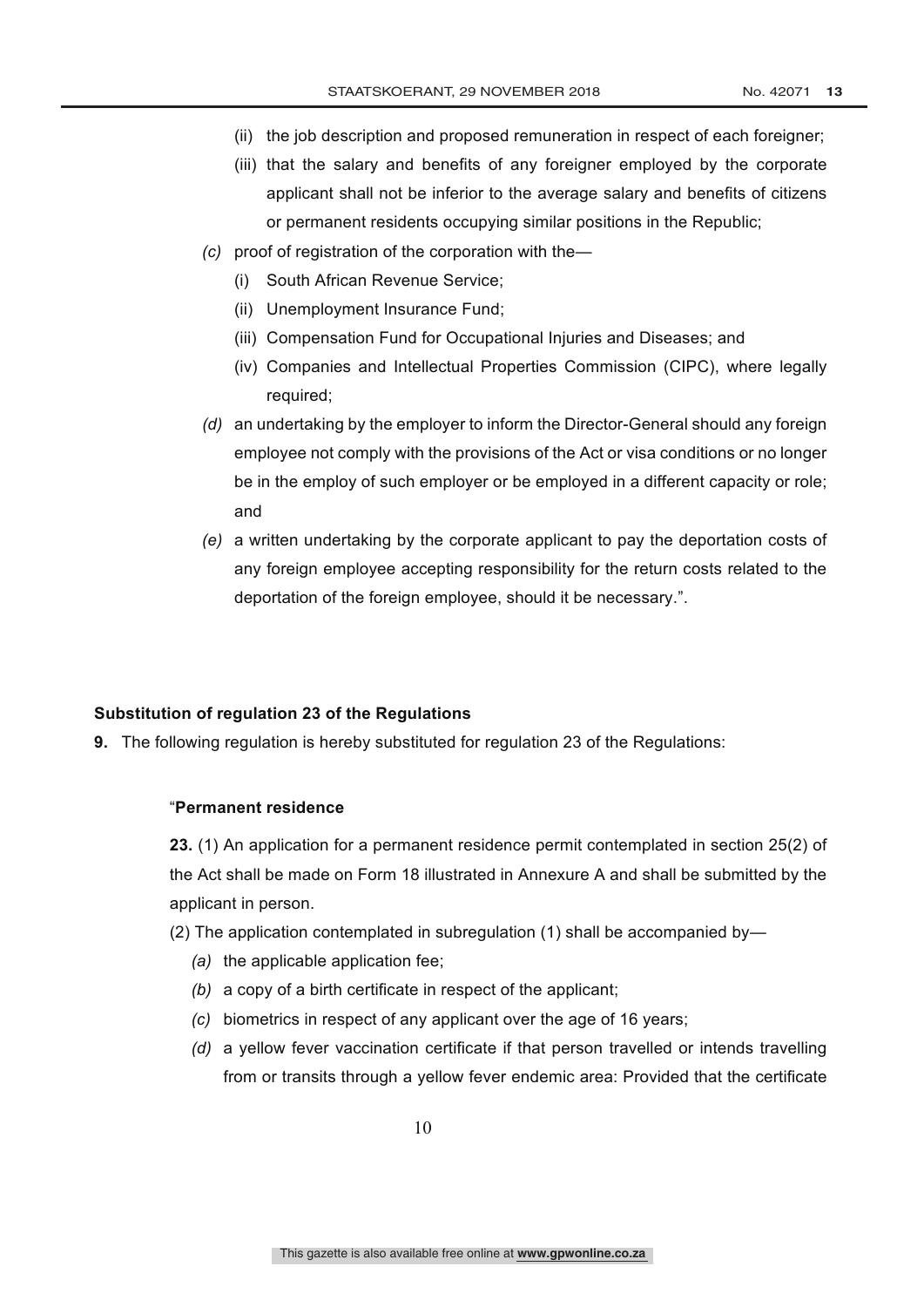(ii) the job description and proposed remuneration in respect of each foreigner;

(iii) that the salary and benefits of any foreigner employed by the corporate applicant shall not be inferior to the average salary and benefits of citizens or permanent residents occupying similar positions in the Republic;

*(c)* proof of registration of the corporation with the—

(i) South African Revenue Service;

(ii) Unemployment Insurance Fund;

(iii) Compensation Fund for Occupational Injuries and Diseases; and

(iv) Companies and Intellectual Properties Commission (CIPC), where legally required;

*(d)* an undertaking by the employer to inform the Director-General should any foreign employee not comply with the provisions of the Act or visa conditions or no longer be in the employ of such employer or be employed in a different capacity or role; and

*(e)* a written undertaking by the corporate applicant to pay the deportation costs of any foreign employee accepting responsibility for the return costs related to the deportation of the foreign employee, should it be necessary.".

**Substitution of regulation 23 of the Regulations**

**9.** The following regulation is hereby substituted for regulation 23 of the Regulations:

"**Permanent residence**

**23.** (1) An application for a permanent residence permit contemplated in section 25(2) of the Act shall be made on Form 18 illustrated in Annexure A and shall be submitted by the applicant in person.

(2) The application contemplated in subregulation (1) shall be accompanied by—

*(a)* the applicable application fee;

*(b)* a copy of a birth certificate in respect of the applicant;

*(c)* biometrics in respect of any applicant over the age of 16 years;

*(d)* a yellow fever vaccination certificate if that person travelled or intends travelling from or transits through a yellow fever endemic area: Provided that the certificate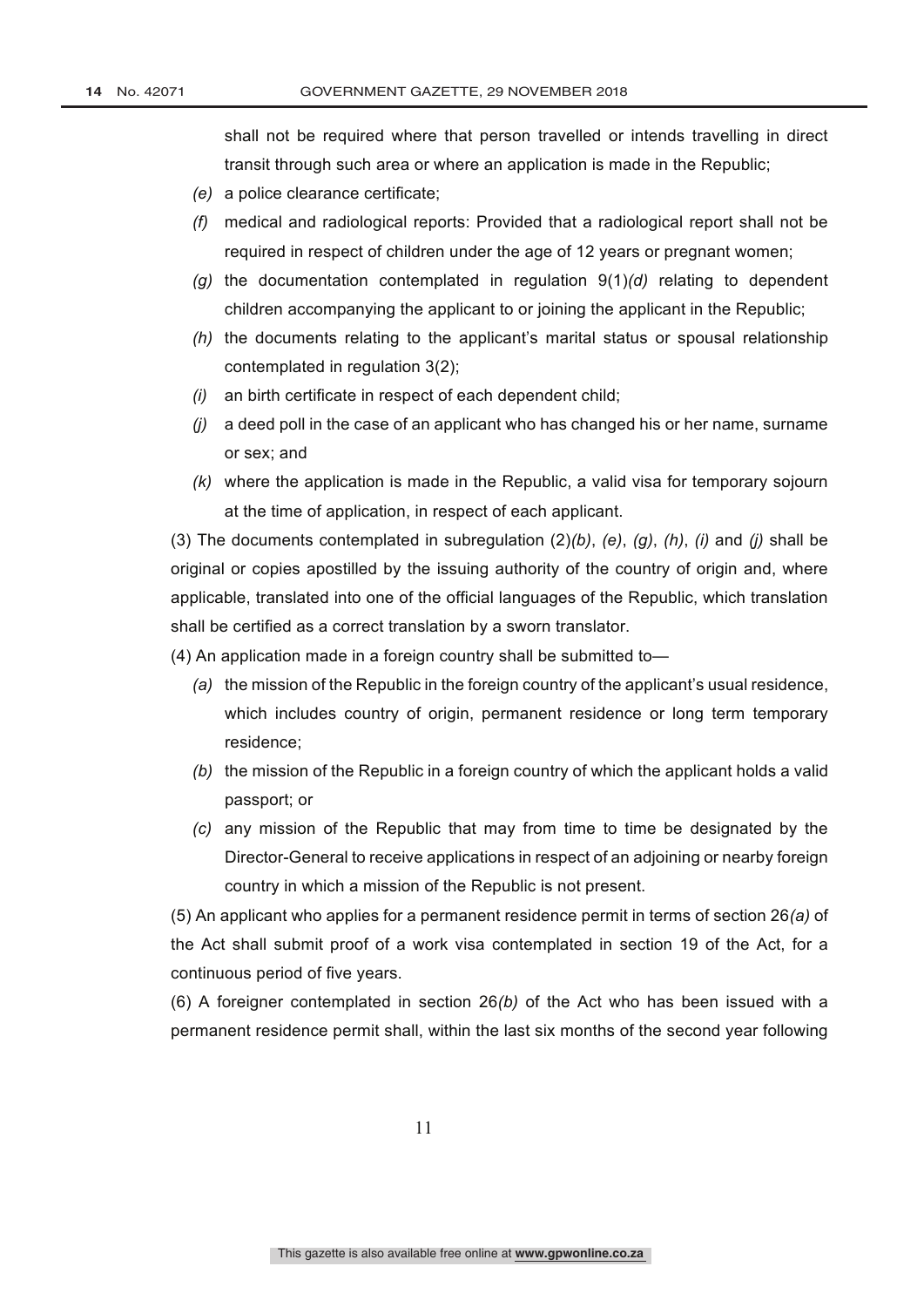shall not be required where that person travelled or intends travelling in direct transit through such area or where an application is made in the Republic;

*(e)* a police clearance certificate;

*(f)* medical and radiological reports: Provided that a radiological report shall not be required in respect of children under the age of 12 years or pregnant women;

*(g)* the documentation contemplated in regulation 9(1)*(d)* relating to dependent children accompanying the applicant to or joining the applicant in the Republic;

*(h)* the documents relating to the applicant's marital status or spousal relationship contemplated in regulation 3(2);

*(i)* an birth certificate in respect of each dependent child;

*(j)* a deed poll in the case of an applicant who has changed his or her name, surname or sex; and

*(k)* where the application is made in the Republic, a valid visa for temporary sojourn at the time of application, in respect of each applicant.

(3) The documents contemplated in subregulation (2)*(b)*, *(e)*, *(g)*, *(h)*, *(i)* and *(j)* shall be original or copies apostilled by the issuing authority of the country of origin and, where applicable, translated into one of the official languages of the Republic, which translation shall be certified as a correct translation by a sworn translator.

(4) An application made in a foreign country shall be submitted to—

*(a)* the mission of the Republic in the foreign country of the applicant's usual residence, which includes country of origin, permanent residence or long term temporary residence;

*(b)* the mission of the Republic in a foreign country of which the applicant holds a valid passport; or

*(c)* any mission of the Republic that may from time to time be designated by the Director-General to receive applications in respect of an adjoining or nearby foreign country in which a mission of the Republic is not present.

(5) An applicant who applies for a permanent residence permit in terms of section 26*(a)* of the Act shall submit proof of a work visa contemplated in section 19 of the Act, for a continuous period of five years.

(6) A foreigner contemplated in section 26*(b)* of the Act who has been issued with a permanent residence permit shall, within the last six months of the second year following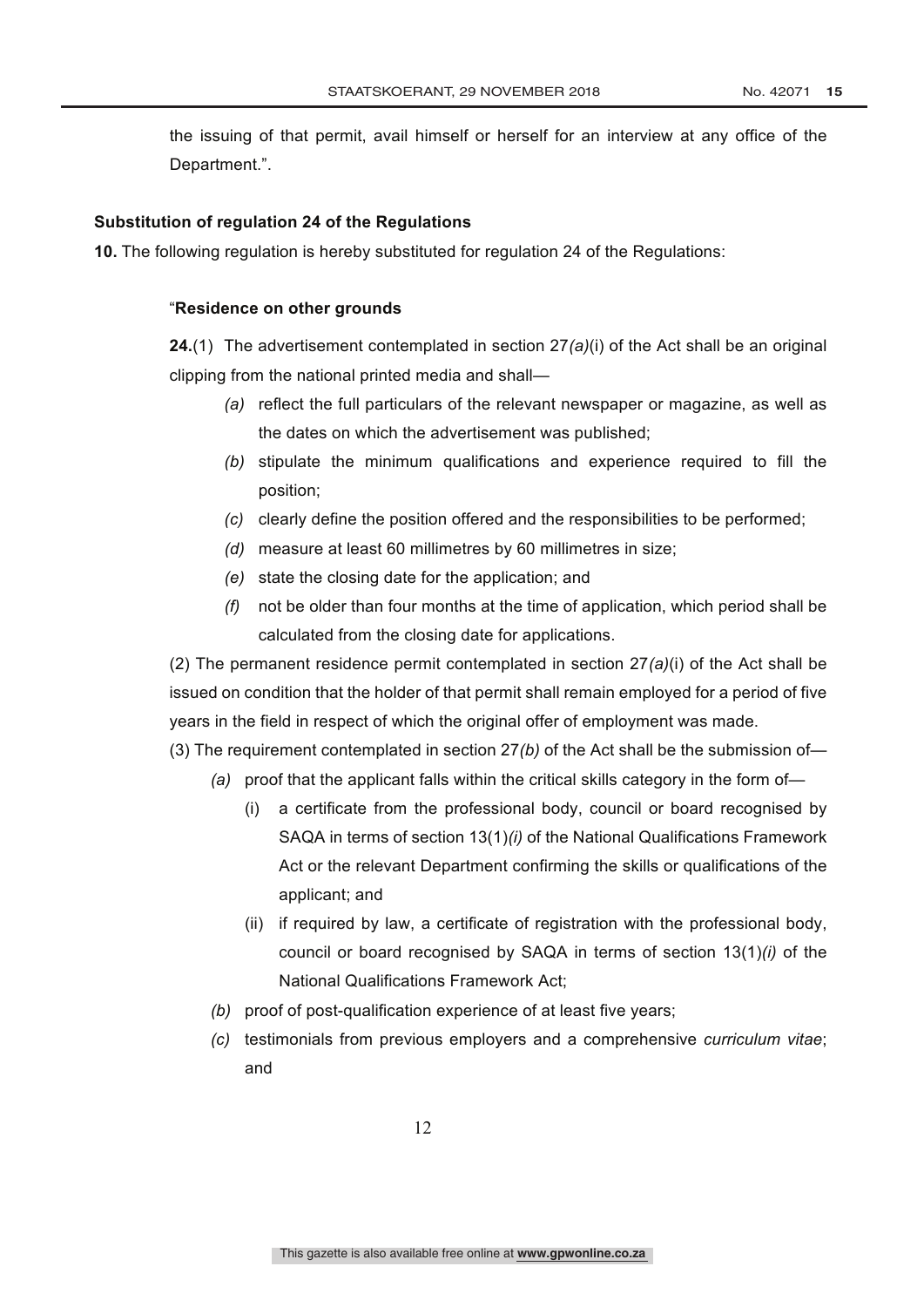the issuing of that permit, avail himself or herself for an interview at any office of the Department.".

**Substitution of regulation 24 of the Regulations**

**10.** The following regulation is hereby substituted for regulation 24 of the Regulations:

"**Residence on other grounds**

**24.**(1) The advertisement contemplated in section 27*(a)*(i) of the Act shall be an original clipping from the national printed media and shall—

*(a)* reflect the full particulars of the relevant newspaper or magazine, as well as the dates on which the advertisement was published;

*(b)* stipulate the minimum qualifications and experience required to fill the position;

*(c)* clearly define the position offered and the responsibilities to be performed;

*(d)* measure at least 60 millimetres by 60 millimetres in size;

*(e)* state the closing date for the application; and

*(f)* not be older than four months at the time of application, which period shall be calculated from the closing date for applications.

(2) The permanent residence permit contemplated in section 27*(a)*(i) of the Act shall be issued on condition that the holder of that permit shall remain employed for a period of five years in the field in respect of which the original offer of employment was made.

(3) The requirement contemplated in section 27*(b)* of the Act shall be the submission of—

*(a)* proof that the applicant falls within the critical skills category in the form of—

(i) a certificate from the professional body, council or board recognised by SAQA in terms of section 13(1)*(i)* of the National Qualifications Framework Act or the relevant Department confirming the skills or qualifications of the applicant; and

(ii) if required by law, a certificate of registration with the professional body, council or board recognised by SAQA in terms of section 13(1)*(i)* of the National Qualifications Framework Act;

*(b)* proof of post-qualification experience of at least five years;

*(c)* testimonials from previous employers and a comprehensive *curriculum vitae*; and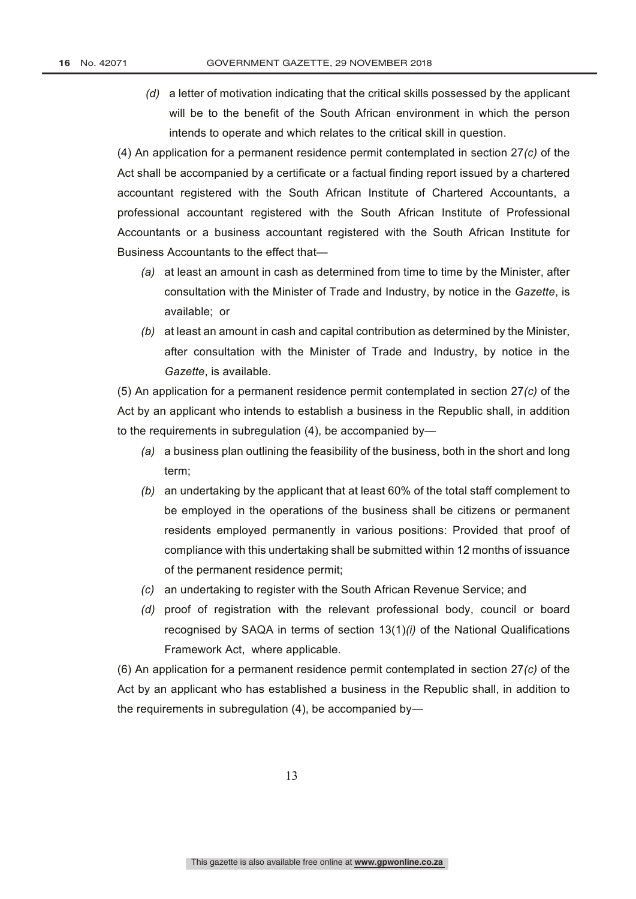*(d)* a letter of motivation indicating that the critical skills possessed by the applicant will be to the benefit of the South African environment in which the person intends to operate and which relates to the critical skill in question.

(4) An application for a permanent residence permit contemplated in section 27*(c)* of the Act shall be accompanied by a certificate or a factual finding report issued by a chartered accountant registered with the South African Institute of Chartered Accountants, a professional accountant registered with the South African Institute of Professional Accountants or a business accountant registered with the South African Institute for Business Accountants to the effect that—

*(a)* at least an amount in cash as determined from time to time by the Minister, after consultation with the Minister of Trade and Industry, by notice in the *Gazette*, is available; or

*(b)* at least an amount in cash and capital contribution as determined by the Minister, after consultation with the Minister of Trade and Industry, by notice in the *Gazette*, is available.

(5) An application for a permanent residence permit contemplated in section 27*(c)* of the Act by an applicant who intends to establish a business in the Republic shall, in addition to the requirements in subregulation (4), be accompanied by—

*(a)* a business plan outlining the feasibility of the business, both in the short and long term;

*(b)* an undertaking by the applicant that at least 60% of the total staff complement to be employed in the operations of the business shall be citizens or permanent residents employed permanently in various positions: Provided that proof of compliance with this undertaking shall be submitted within 12 months of issuance of the permanent residence permit;

*(c)* an undertaking to register with the South African Revenue Service; and

*(d)* proof of registration with the relevant professional body, council or board recognised by SAQA in terms of section 13(1)*(i)* of the National Qualifications Framework Act, where applicable.

(6) An application for a permanent residence permit contemplated in section 27*(c)* of the Act by an applicant who has established a business in the Republic shall, in addition to the requirements in subregulation (4), be accompanied by—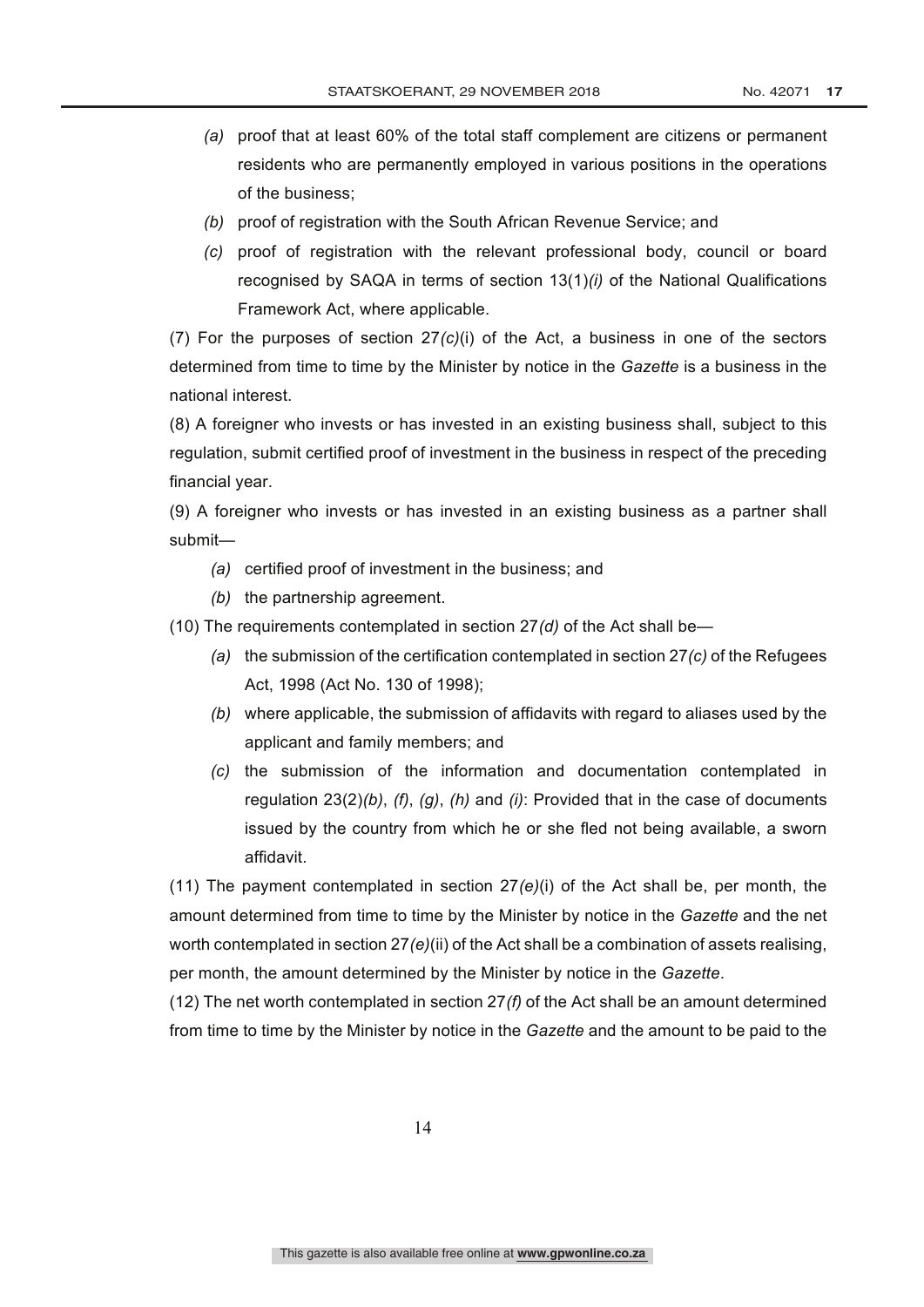*(a)* proof that at least 60% of the total staff complement are citizens or permanent residents who are permanently employed in various positions in the operations of the business;

*(b)* proof of registration with the South African Revenue Service; and

*(c)* proof of registration with the relevant professional body, council or board recognised by SAQA in terms of section 13(1)*(i)* of the National Qualifications Framework Act, where applicable.

(7) For the purposes of section 27*(c)*(i) of the Act, a business in one of the sectors determined from time to time by the Minister by notice in the *Gazette* is a business in the national interest.

(8) A foreigner who invests or has invested in an existing business shall, subject to this regulation, submit certified proof of investment in the business in respect of the preceding financial year.

(9) A foreigner who invests or has invested in an existing business as a partner shall submit—

*(a)* certified proof of investment in the business; and

*(b)* the partnership agreement.

(10) The requirements contemplated in section 27*(d)* of the Act shall be—

*(a)* the submission of the certification contemplated in section 27*(c)* of the Refugees Act, 1998 (Act No. 130 of 1998);

*(b)* where applicable, the submission of affidavits with regard to aliases used by the applicant and family members; and

*(c)* the submission of the information and documentation contemplated in regulation 23(2)*(b)*, *(f)*, *(g)*, *(h)* and *(i)*: Provided that in the case of documents issued by the country from which he or she fled not being available, a sworn affidavit.

(11) The payment contemplated in section 27*(e)*(i) of the Act shall be, per month, the amount determined from time to time by the Minister by notice in the *Gazette* and the net worth contemplated in section 27*(e)*(ii) of the Act shall be a combination of assets realising, per month, the amount determined by the Minister by notice in the *Gazette*.

(12) The net worth contemplated in section 27*(f)* of the Act shall be an amount determined from time to time by the Minister by notice in the *Gazette* and the amount to be paid to the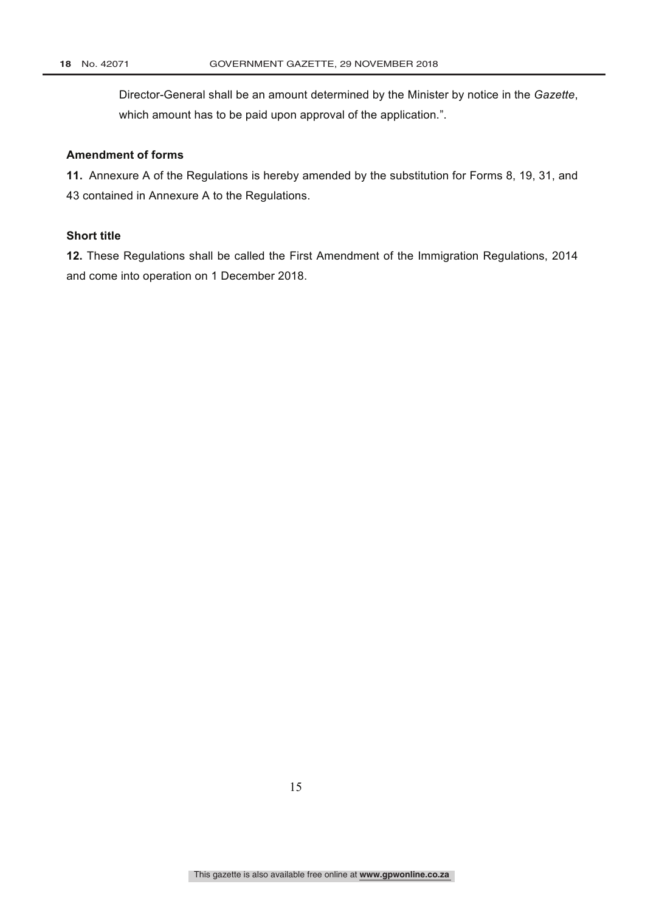Director-General shall be an amount determined by the Minister by notice in the *Gazette*, which amount has to be paid upon approval of the application.".

**Amendment of forms**

**11.** Annexure A of the Regulations is hereby amended by the substitution for Forms 8, 19, 31, and 43 contained in Annexure A to the Regulations.

**Short title**

**12.** These Regulations shall be called the First Amendment of the Immigration Regulations, 2014 and come into operation on 1 December 2018.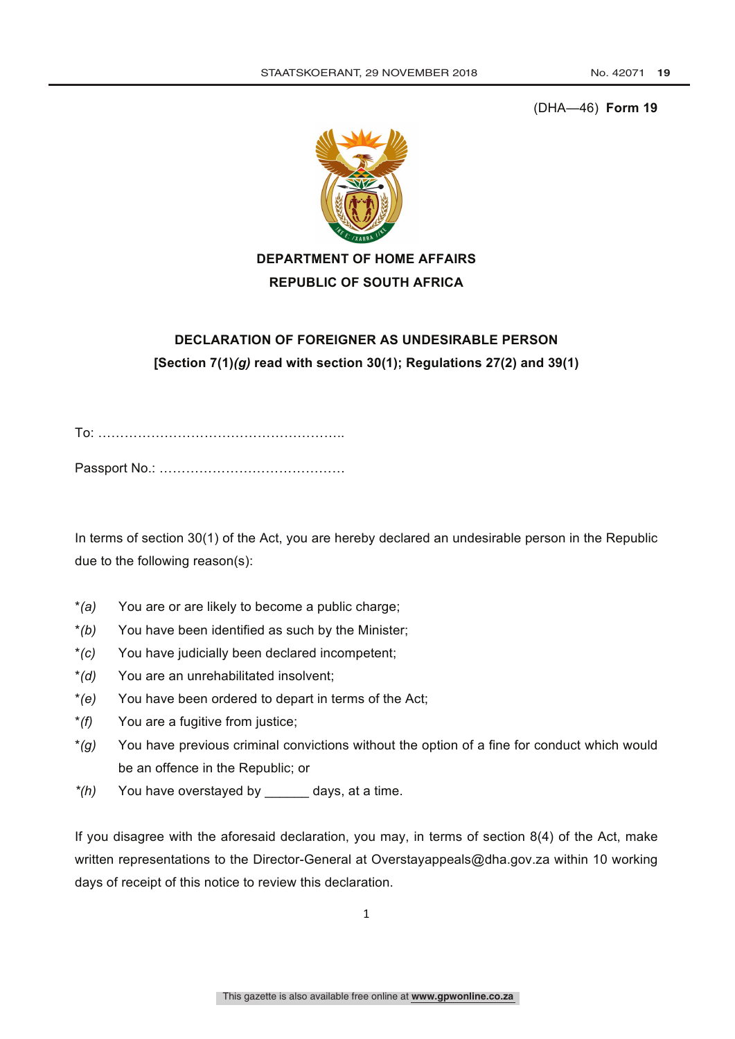(DHA—46) **Form 19**

**DEPARTMENT OF HOME AFFAIRS**

**REPUBLIC OF SOUTH AFRICA**

## DECLARATION OF FOREIGNER AS UNDESIRABLE PERSON

**[Section 7(1)*(g)* read with section 30(1); Regulations 27(2) and 39(1)**

To: ……………………………………………….

Passport No.: ……………………………………

In terms of section 30(1) of the Act, you are hereby declared an undesirable person in the Republic due to the following reason(s):

*(a) You are or are likely to become a public charge;

*(b) You have been identified as such by the Minister;

*(c) You have judicially been declared incompetent;

*(d) You are an unrehabilitated insolvent;

*(e) You have been ordered to depart in terms of the Act;

*(f) You are a fugitive from justice;

*(g) You have previous criminal convictions without the option of a fine for conduct which would be an offence in the Republic; or

*(h) You have overstayed by ______ days, at a time.

If you disagree with the aforesaid declaration, you may, in terms of section 8(4) of the Act, make written representations to the Director-General at Overstayappeals@dha.gov.za within 10 working days of receipt of this notice to review this declaration.

1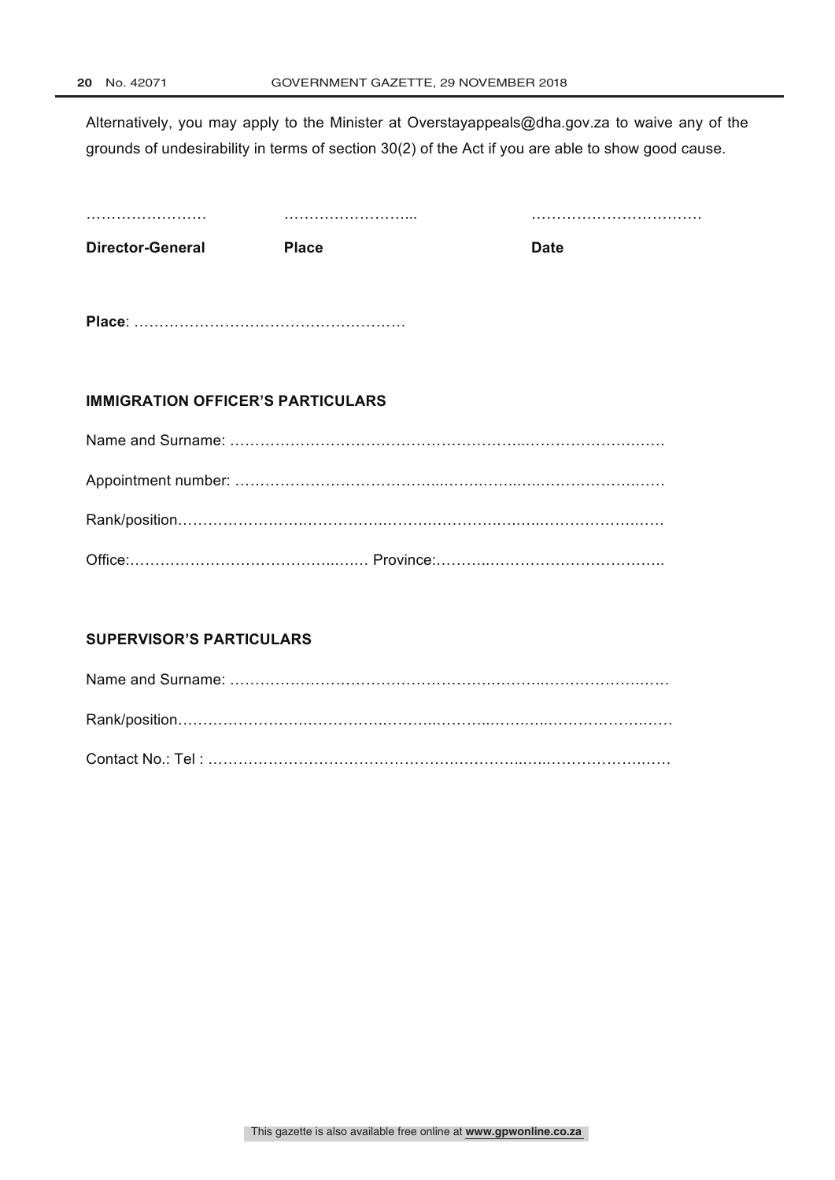Alternatively, you may apply to the Minister at Overstayappeals@dha.gov.za to waive any of the grounds of undesirability in terms of section 30(2) of the Act if you are able to show good cause.

| …………………… | ……………………... | …………………………… |
|---|---|---|
| **Director-General** | **Place** | **Date** |

**Place**: ………………………………………………

**IMMIGRATION OFFICER'S PARTICULARS**

Name and Surname: ……………………………………………………..………………….……

Appointment number: ………………………………...….…….…...…..……………….……

Rank/position……………………….………….……….…………….…..…………………..……

Office:……………………………………..….… Province:………..……………………………..

**SUPERVISOR'S PARTICULARS**

Name and Surname: ………………………………………………………..…………………..……

Rank/position……………………….……………….……...………..……..……..…………….……

Contact No.: Tel : ………………………………………………………...…..…………………..……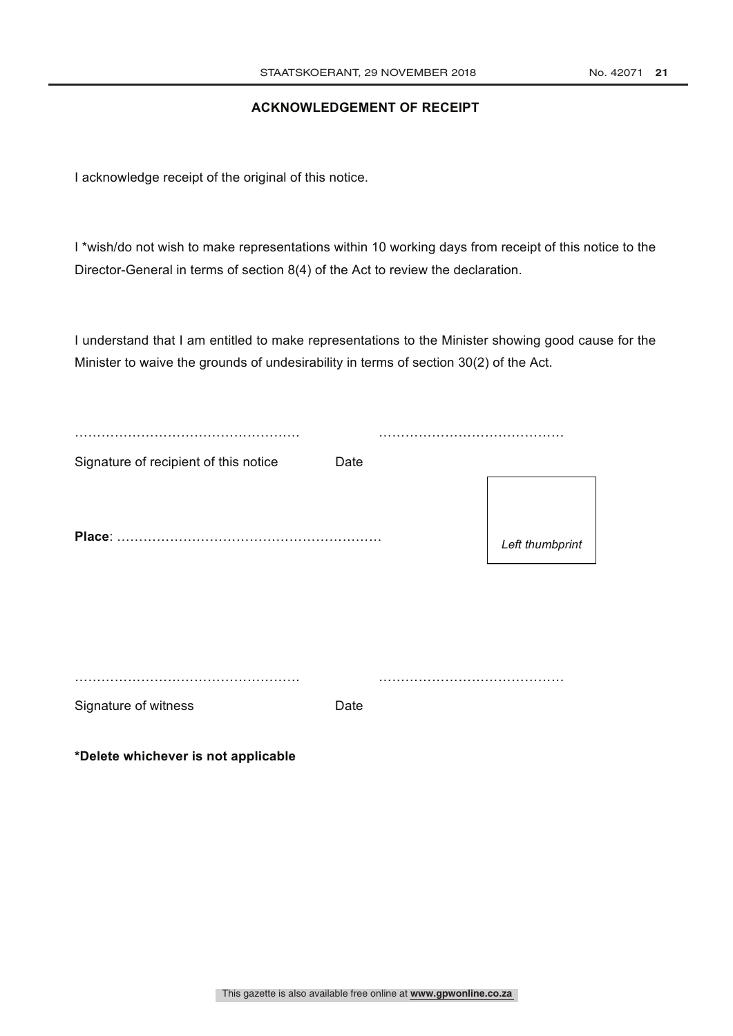**ACKNOWLEDGEMENT OF RECEIPT**

I acknowledge receipt of the original of this notice.

I *wish/do not wish to make representations within 10 working days from receipt of this notice to the Director-General in terms of section 8(4) of the Act to review the declaration.

I understand that I am entitled to make representations to the Minister showing good cause for the Minister to waive the grounds of undesirability in terms of section 30(2) of the Act.

……………………………………………     ……………………………………

Signature of recipient of this notice     Date

**Place**: ……………………………………………………

*Left thumbprint*

……………………………………………     ……………………………………

Signature of witness     Date

**\*Delete whichever is not applicable**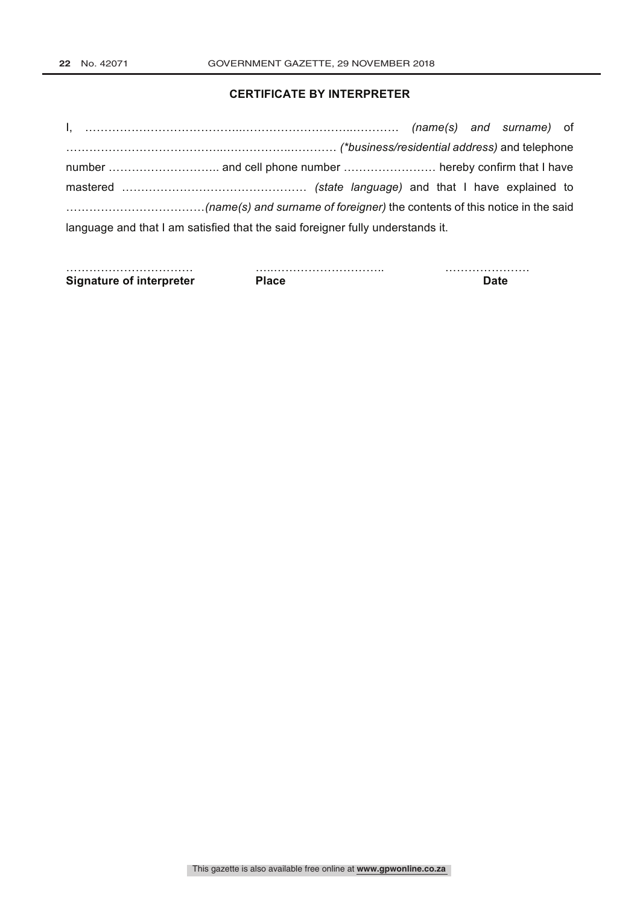**CERTIFICATE BY INTERPRETER**

I, ………………………………...……………………...………… *(name(s) and surname)* of …………………………………..……………..………… *(\*business/residential address)* and telephone number ……………………….. and cell phone number …………………… hereby confirm that I have mastered ………………………………………… *(state language)* and that I have explained to ………………………………*(name(s) and surname of foreigner)* the contents of this notice in the said language and that I am satisfied that the said foreigner fully understands it.

| …………………………… | ….……………………….. | …………………. |
|---|---|---|
| **Signature of interpreter** | **Place** | **Date** |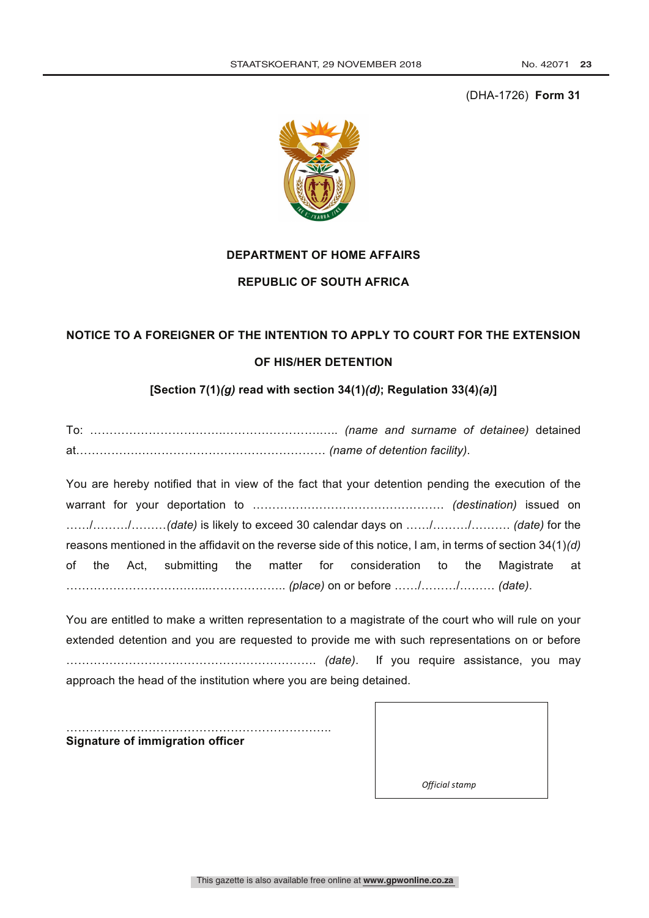(DHA-1726) **Form 31**

**DEPARTMENT OF HOME AFFAIRS**

**REPUBLIC OF SOUTH AFRICA**

**NOTICE TO A FOREIGNER OF THE INTENTION TO APPLY TO COURT FOR THE EXTENSION OF HIS/HER DETENTION**

**[Section 7(1)*(g)* read with section 34(1)*(d)*; Regulation 33(4)*(a)*]**

To: ……………………………………………………….. *(name and surname of detainee)* detained at……………………………………………………… *(name of detention facility)*.

You are hereby notified that in view of the fact that your detention pending the execution of the warrant for your deportation to …………………………………………. *(destination)* issued on ……/………/………*(date)* is likely to exceed 30 calendar days on ……/………/………. *(date)* for the reasons mentioned in the affidavit on the reverse side of this notice, I am, in terms of section 34(1)*(d)* of the Act, submitting the matter for consideration to the Magistrate at ……………………………...………………. *(place)* on or before ……/………/……… *(date)*.

You are entitled to make a written representation to a magistrate of the court who will rule on your extended detention and you are requested to provide me with such representations on or before ……………………………………………………… *(date)*. If you require assistance, you may approach the head of the institution where you are being detained.

…………………………………………………………..
**Signature of immigration officer**

*Official stamp*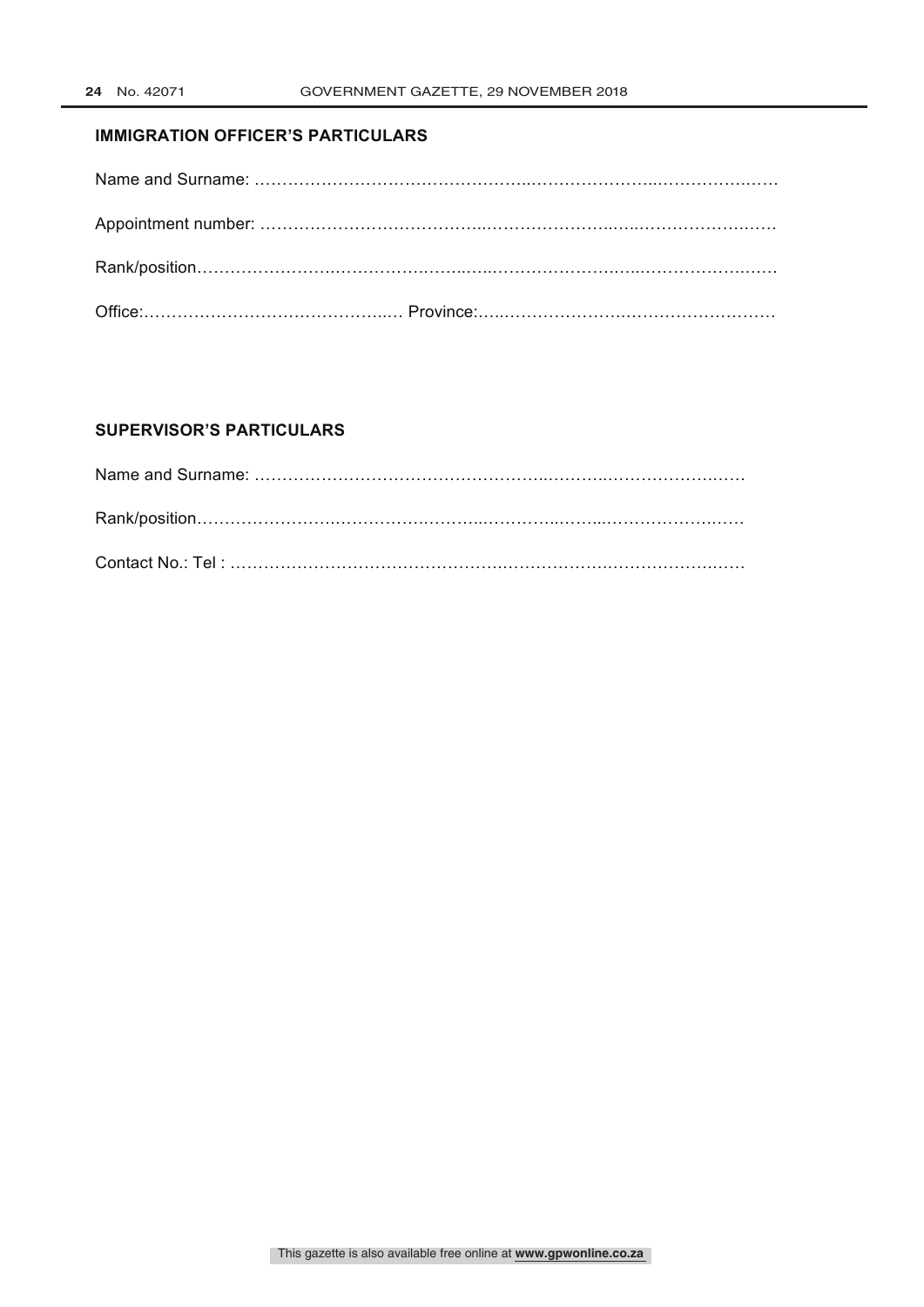**IMMIGRATION OFFICER'S PARTICULARS**

Name and Surname: ……………………………………………..……………………..………………….….

Appointment number: ………………….……………..…………………..…..…………………….….

Rank/position……………………..……………..……..…..……………………..…...…………………….

Office:…………………………………….…. Province:…..……………….……………………….

**SUPERVISOR'S PARTICULARS**

Name and Surname: ………………………………………………..……..……………………..……

Rank/position………………….……………….………..……………..……...……………………….…

Contact No.: Tel : ………….…………………………….…………….………………….…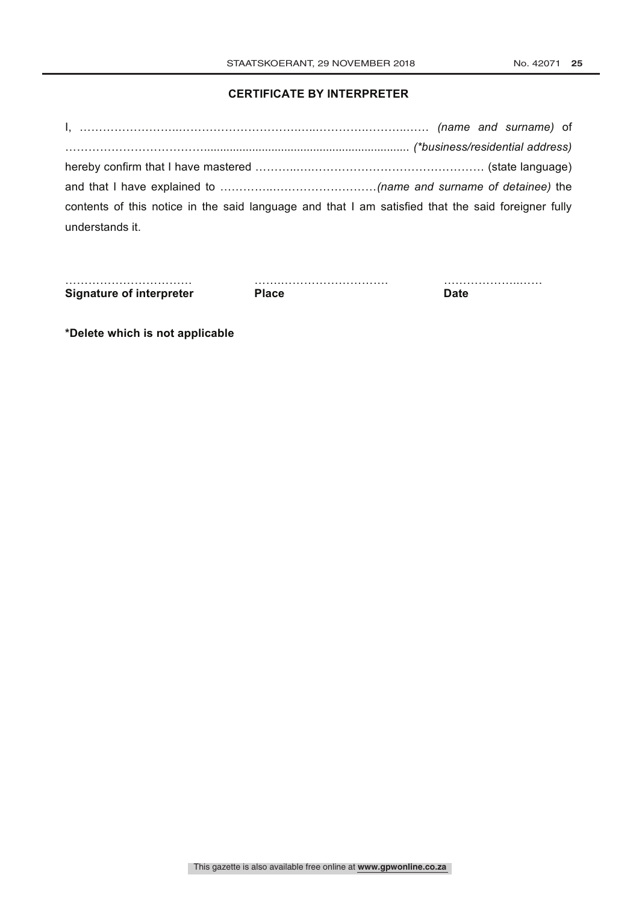**CERTIFICATE BY INTERPRETER**

I, ………………………..……………………………..…..………….………..……. *(name and surname)* of ………………………………….............................................................. *(\*business/residential address)* hereby confirm that I have mastered ………..………………………………………… (state language) and that I have explained to …………..……………………… *(name and surname of detainee)* the contents of this notice in the said language and that I am satisfied that the said foreigner fully understands it.

| ……………………………. | ……..……………………… | …………………..…… |
|---|---|---|
| **Signature of interpreter** | **Place** | **Date** |

**\*Delete which is not applicable**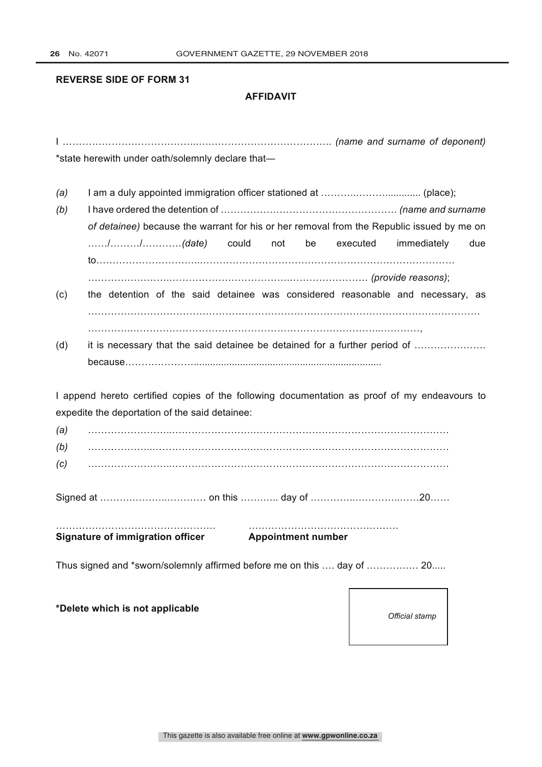**REVERSE SIDE OF FORM 31**

## AFFIDAVIT

I …………………………………..………………………………….. *(name and surname of deponent)*
*state herewith under oath/solemnly declare that—

*(a)* I am a duly appointed immigration officer stationed at ………..……….............. (place);

*(b)* I have ordered the detention of ………………………………………………… *(name and surname of detainee)* because the warrant for his or her removal from the Republic issued by me on ……/………/…………*(date)* could not be executed immediately due to……………………………………………………………………………………………… ……………………………………………………………………………… *(provide reasons)*;

(c) the detention of the said detainee was considered reasonable and necessary, as ……………………………………………………………………………………………………… ……………………………………………………………………………………………,

(d) it is necessary that the said detainee be detained for a further period of ………………… because…………………......................................................................

I append hereto certified copies of the following documentation as proof of my endeavours to expedite the deportation of the said detainee:

*(a)* ………………………………………………………………………………………………

*(b)* ………………………………………………………………………………………………

*(c)* ………………………………………………………………………………………………

Signed at ………………..………… on this ……….. day of …………..……………20……

…………………………………………… ……………………………………….
**Signature of immigration officer** **Appointment number**

Thus signed and *sworn/solemnly affirmed before me on this …. day of ……………. 20.....

***Delete which is not applicable**

*Official stamp*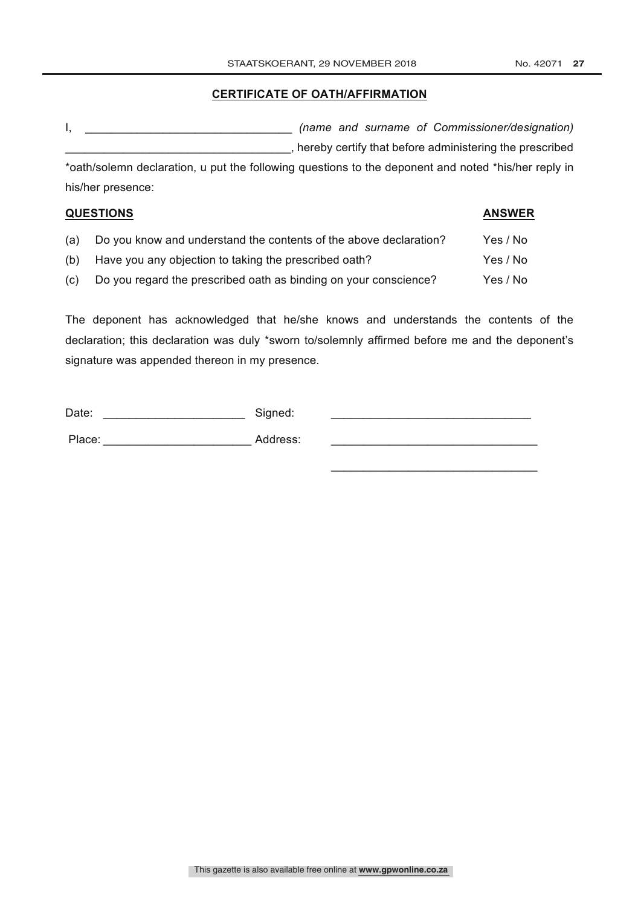**CERTIFICATE OF OATH/AFFIRMATION**

I, _______________________________ *(name and surname of Commissioner/designation)* __________________________________, hereby certify that before administering the prescribed *oath/solemn declaration, u put the following questions to the deponent and noted *his/her reply in his/her presence:

| **QUESTIONS** | | **ANSWER** |
|---|---|---|
| (a) | Do you know and understand the contents of the above declaration? | Yes / No |
| (b) | Have you any objection to taking the prescribed oath? | Yes / No |
| (c) | Do you regard the prescribed oath as binding on your conscience? | Yes / No |

The deponent has acknowledged that he/she knows and understands the contents of the declaration; this declaration was duly *sworn to/solemnly affirmed before me and the deponent's signature was appended thereon in my presence.

Date: _____________________ Signed: ______________________________

Place: _____________________ Address: ______________________________

______________________________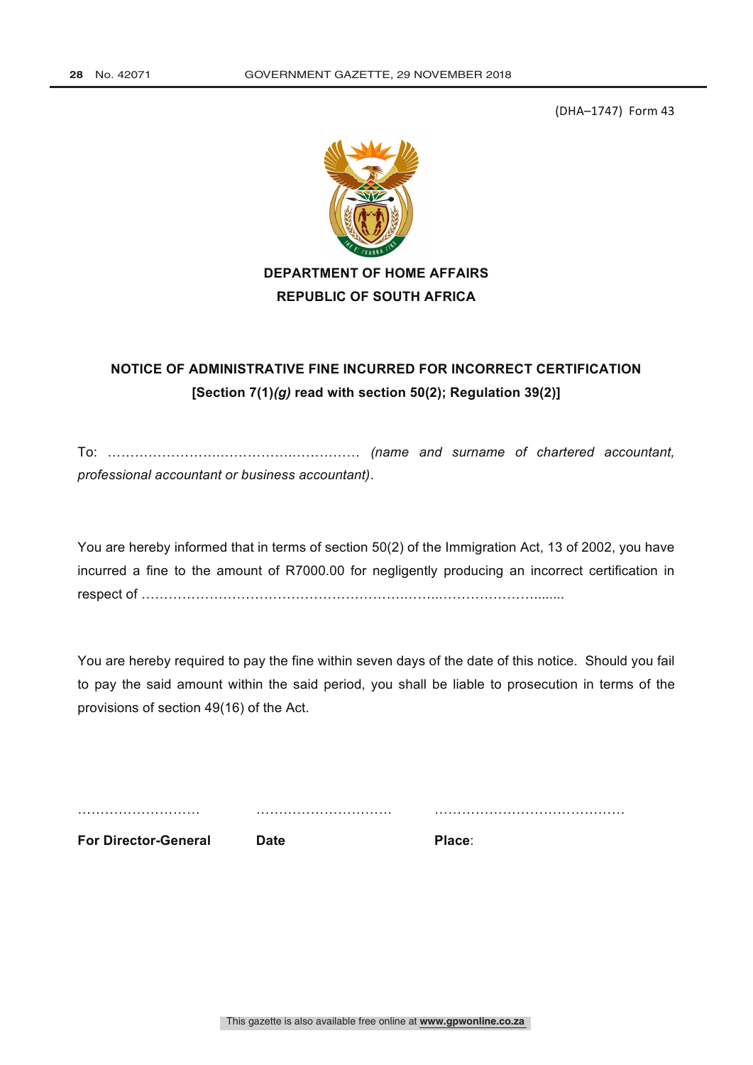(DHA–1747) Form 43

**DEPARTMENT OF HOME AFFAIRS**

**REPUBLIC OF SOUTH AFRICA**

**NOTICE OF ADMINISTRATIVE FINE INCURRED FOR INCORRECT CERTIFICATION**
**[Section 7(1)*(g)* read with section 50(2); Regulation 39(2)]**

To: ………………………………………………… *(name and surname of chartered accountant, professional accountant or business accountant)*.

You are hereby informed that in terms of section 50(2) of the Immigration Act, 13 of 2002, you have incurred a fine to the amount of R7000.00 for negligently producing an incorrect certification in respect of ………………………………………………………………………………..

You are hereby required to pay the fine within seven days of the date of this notice. Should you fail to pay the said amount within the said period, you shall be liable to prosecution in terms of the provisions of section 49(16) of the Act.

| ……………………… | ………………………… | …………………………………… |
|---|---|---|
| **For Director-General** | **Date** | **Place**: |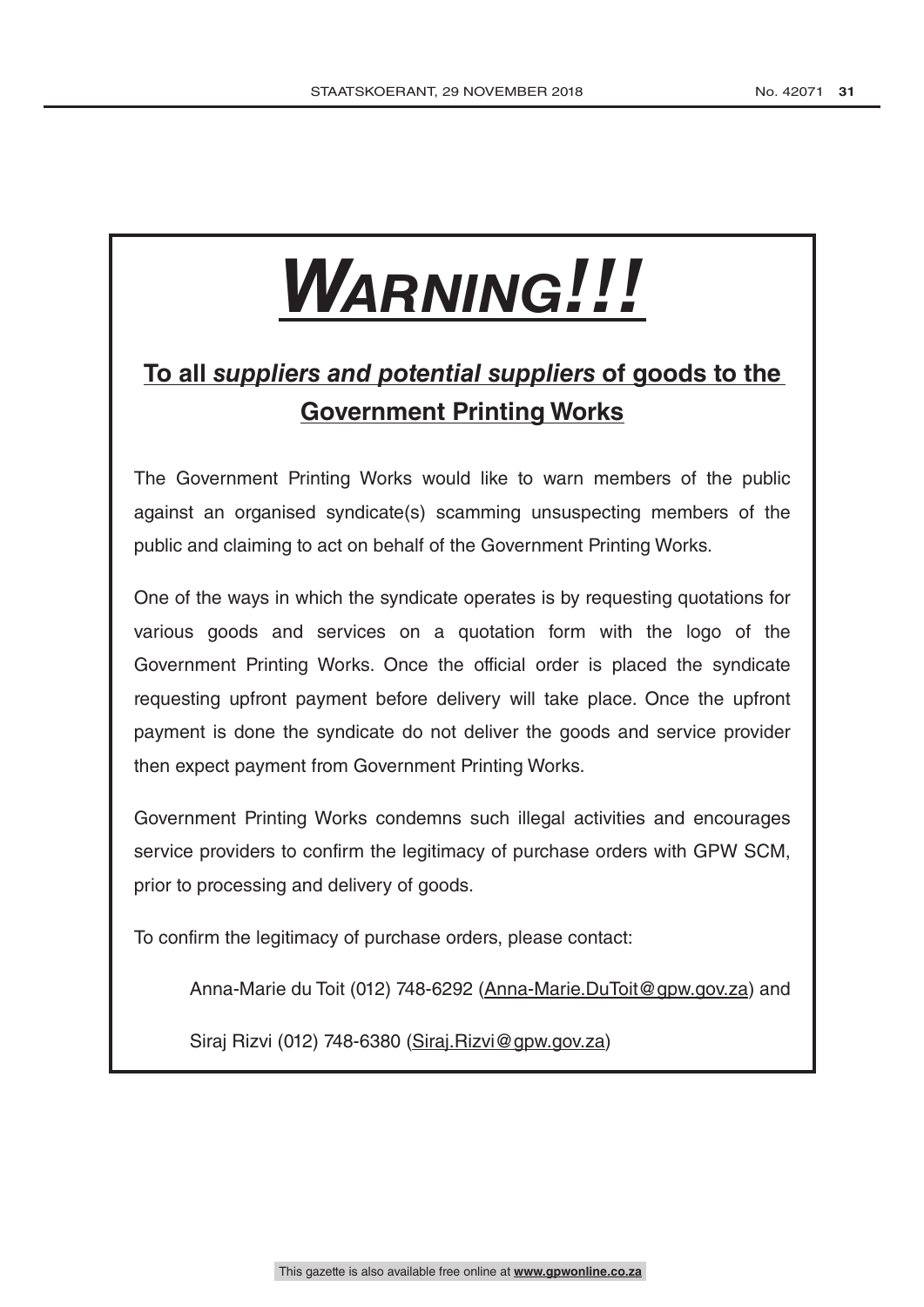# ***Warning!!!***

## To all *suppliers and potential suppliers* of goods to the Government Printing Works

The Government Printing Works would like to warn members of the public against an organised syndicate(s) scamming unsuspecting members of the public and claiming to act on behalf of the Government Printing Works.

One of the ways in which the syndicate operates is by requesting quotations for various goods and services on a quotation form with the logo of the Government Printing Works. Once the official order is placed the syndicate requesting upfront payment before delivery will take place. Once the upfront payment is done the syndicate do not deliver the goods and service provider then expect payment from Government Printing Works.

Government Printing Works condemns such illegal activities and encourages service providers to confirm the legitimacy of purchase orders with GPW SCM, prior to processing and delivery of goods.

To confirm the legitimacy of purchase orders, please contact:

Anna-Marie du Toit (012) 748-6292 (Anna-Marie.DuToit@gpw.gov.za) and

Siraj Rizvi (012) 748-6380 (Siraj.Rizvi@gpw.gov.za)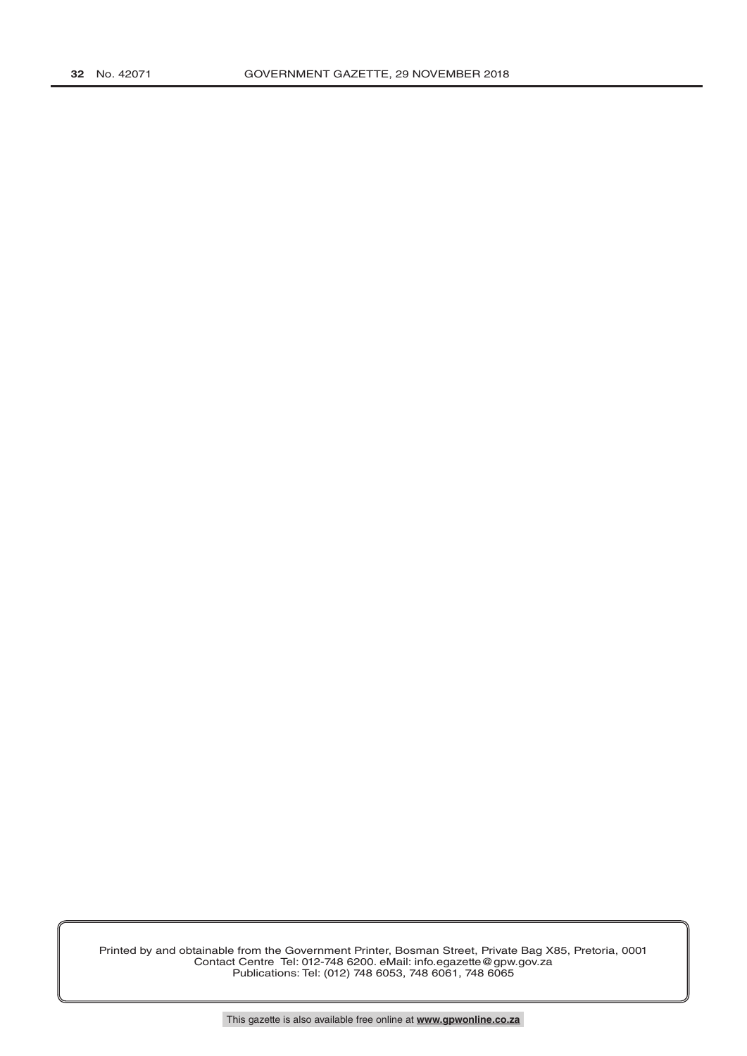Printed by and obtainable from the Government Printer, Bosman Street, Private Bag X85, Pretoria, 0001
Contact Centre Tel: 012-748 6200. eMail: info.egazette@gpw.gov.za
Publications: Tel: (012) 748 6053, 748 6061, 748 6065

This gazette is also available free online at **www.gpwonline.co.za**